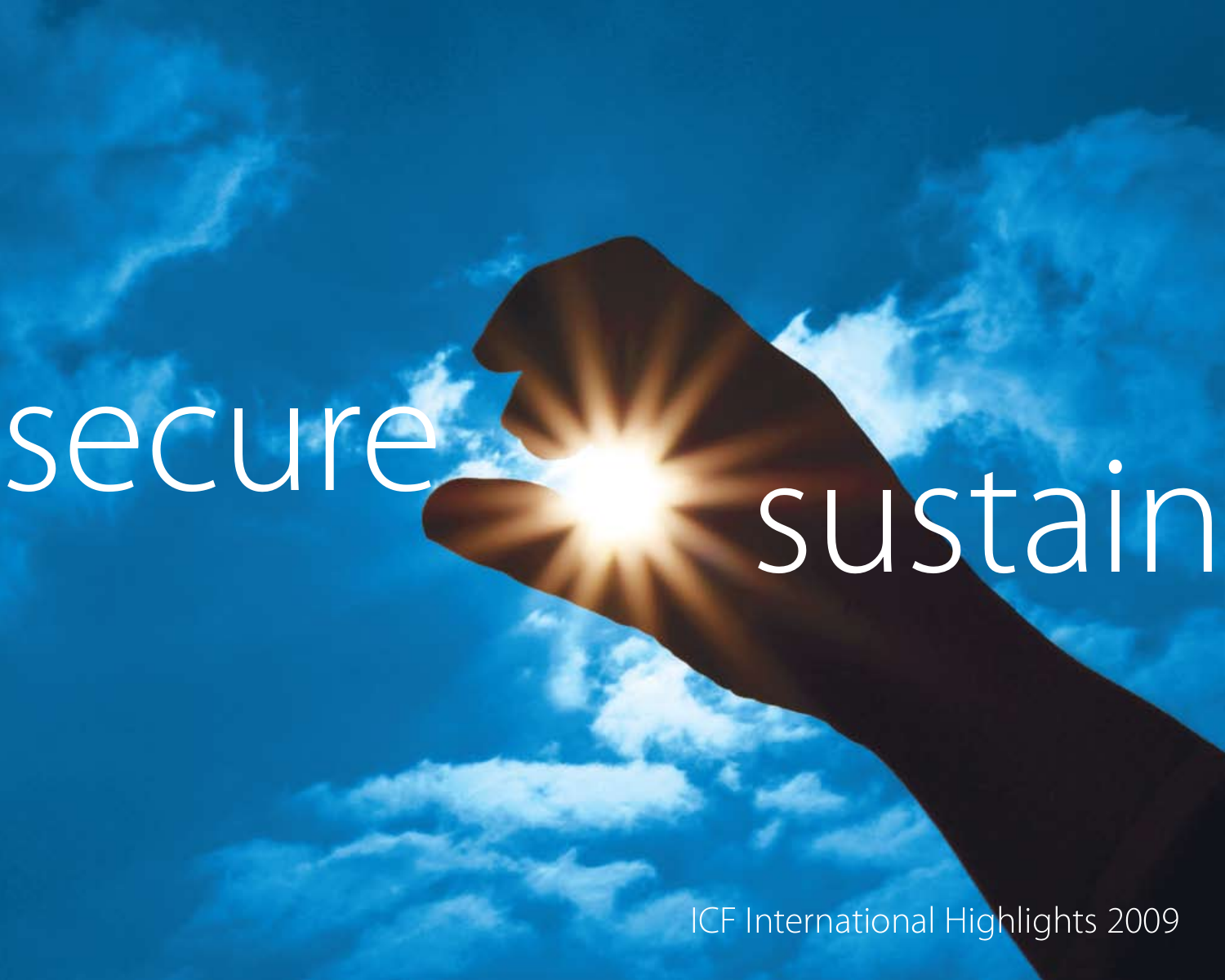secure

sustain

ICF International Highlights 2009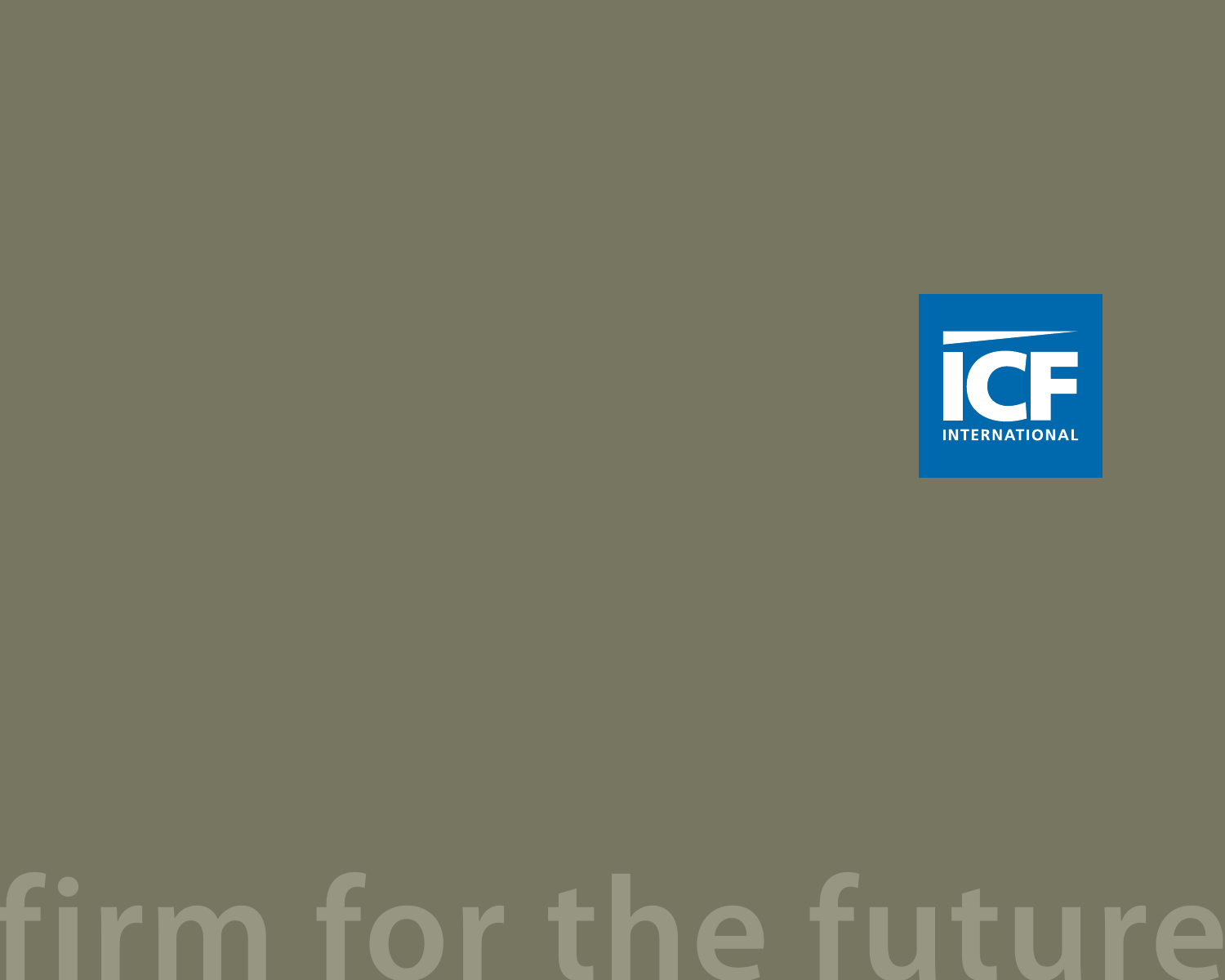ICF INTERNATIONAL

firm for the future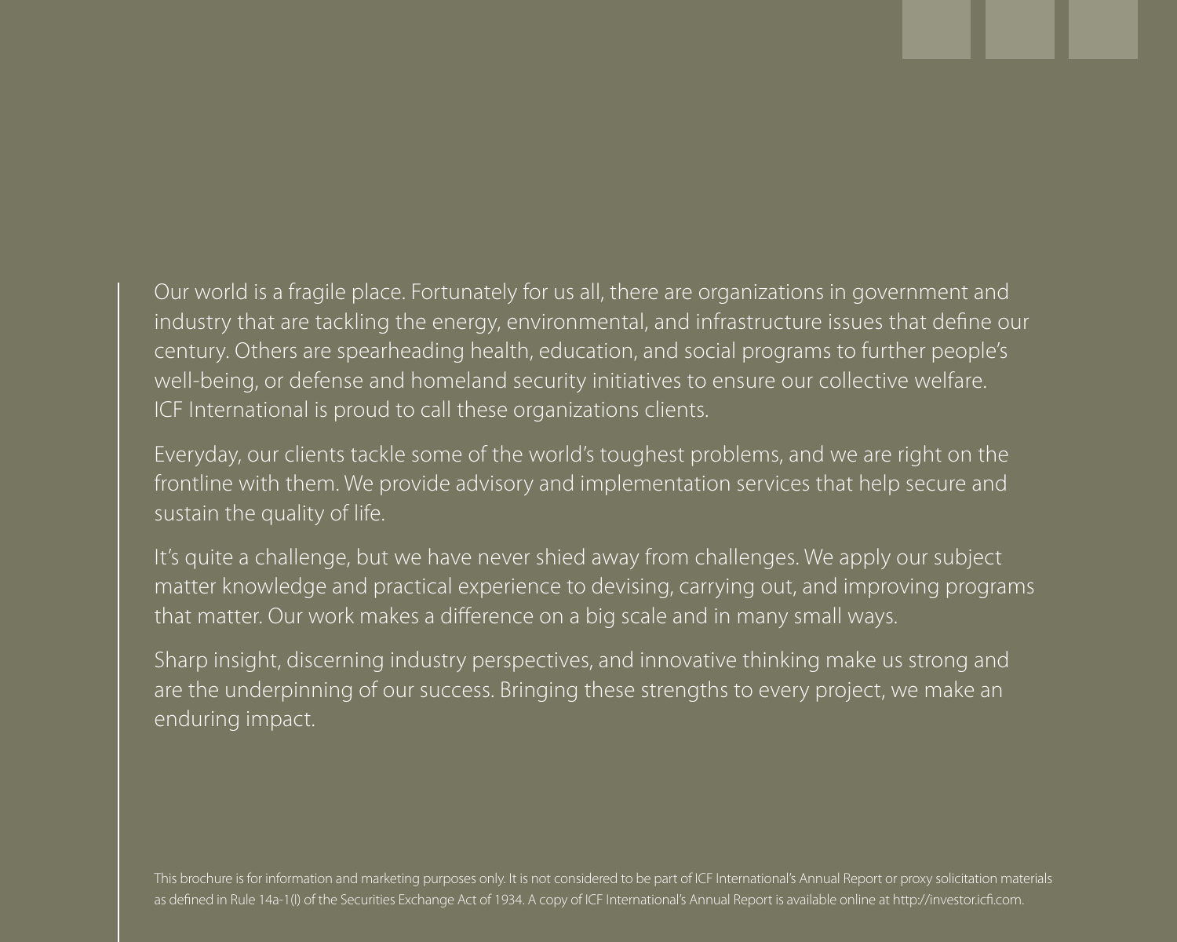Our world is a fragile place. Fortunately for us all, there are organizations in government and industry that are tackling the energy, environmental, and infrastructure issues that define our century. Others are spearheading health, education, and social programs to further people's well-being, or defense and homeland security initiatives to ensure our collective welfare. ICF International is proud to call these organizations clients.

Everyday, our clients tackle some of the world's toughest problems, and we are right on the frontline with them. We provide advisory and implementation services that help secure and sustain the quality of life.

It's quite a challenge, but we have never shied away from challenges. We apply our subject matter knowledge and practical experience to devising, carrying out, and improving programs that matter. Our work makes a difference on a big scale and in many small ways.

Sharp insight, discerning industry perspectives, and innovative thinking make us strong and are the underpinning of our success. Bringing these strengths to every project, we make an enduring impact.

This brochure is for information and marketing purposes only. It is not considered to be part of ICF International's Annual Report or proxy solicitation materials as defined in Rule 14a-1(l) of the Securities Exchange Act of 1934. A copy of ICF International's Annual Report is available online at http://investor.icfi.com.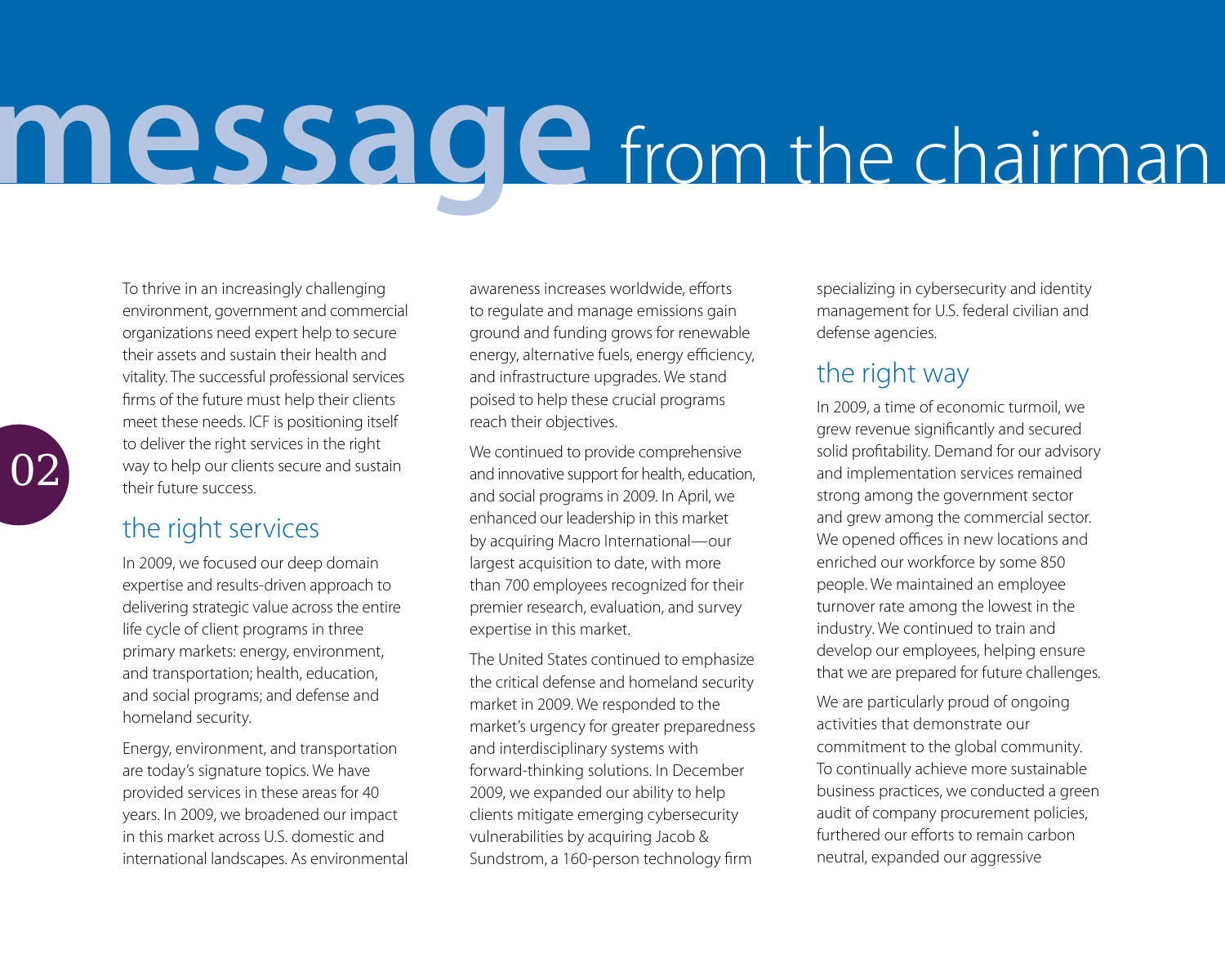# message from the chairman

To thrive in an increasingly challenging environment, government and commercial organizations need expert help to secure their assets and sustain their health and vitality. The successful professional services firms of the future must help their clients meet these needs. ICF is positioning itself to deliver the right services in the right way to help our clients secure and sustain their future success.

## the right services

In 2009, we focused our deep domain expertise and results-driven approach to delivering strategic value across the entire life cycle of client programs in three primary markets: energy, environment, and transportation; health, education, and social programs; and defense and homeland security.

Energy, environment, and transportation are today's signature topics. We have provided services in these areas for 40 years. In 2009, we broadened our impact in this market across U.S. domestic and international landscapes. As environmental awareness increases worldwide, efforts to regulate and manage emissions gain ground and funding grows for renewable energy, alternative fuels, energy efficiency, and infrastructure upgrades. We stand poised to help these crucial programs reach their objectives.

We continued to provide comprehensive and innovative support for health, education, and social programs in 2009. In April, we enhanced our leadership in this market by acquiring Macro International—our largest acquisition to date, with more than 700 employees recognized for their premier research, evaluation, and survey expertise in this market.

The United States continued to emphasize the critical defense and homeland security market in 2009. We responded to the market's urgency for greater preparedness and interdisciplinary systems with forward-thinking solutions. In December 2009, we expanded our ability to help clients mitigate emerging cybersecurity vulnerabilities by acquiring Jacob & Sundstrom, a 160-person technology firm specializing in cybersecurity and identity management for U.S. federal civilian and defense agencies.

## the right way

In 2009, a time of economic turmoil, we grew revenue significantly and secured solid profitability. Demand for our advisory and implementation services remained strong among the government sector and grew among the commercial sector. We opened offices in new locations and enriched our workforce by some 850 people. We maintained an employee turnover rate among the lowest in the industry. We continued to train and develop our employees, helping ensure that we are prepared for future challenges.

We are particularly proud of ongoing activities that demonstrate our commitment to the global community. To continually achieve more sustainable business practices, we conducted a green audit of company procurement policies, furthered our efforts to remain carbon neutral, expanded our aggressive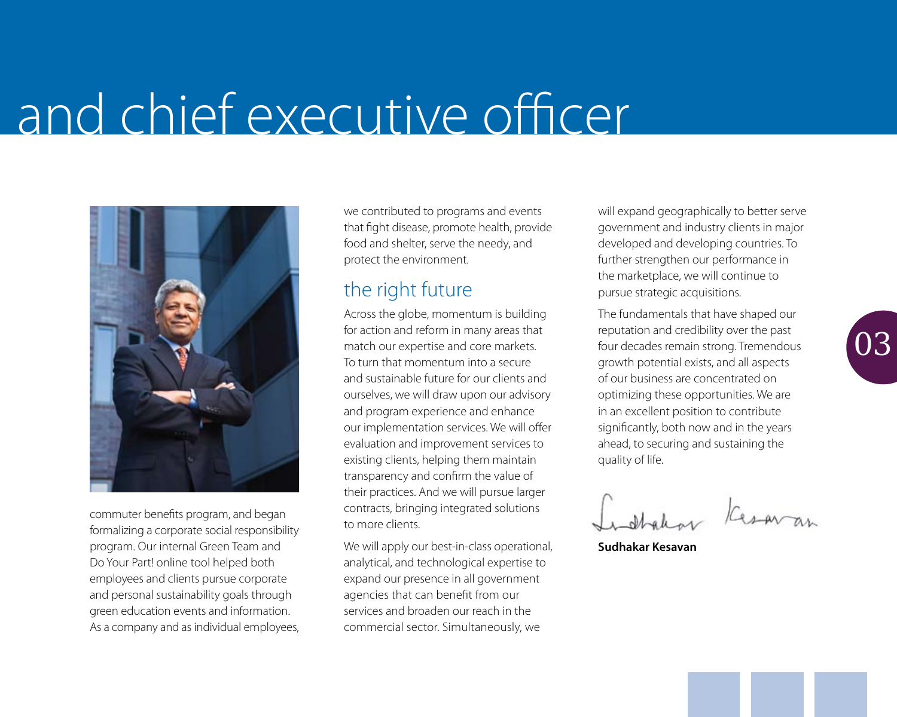# and chief executive officer

commuter benefits program, and began formalizing a corporate social responsibility program. Our internal Green Team and Do Your Part! online tool helped both employees and clients pursue corporate and personal sustainability goals through green education events and information. As a company and as individual employees, we contributed to programs and events that fight disease, promote health, provide food and shelter, serve the needy, and protect the environment.

## the right future

Across the globe, momentum is building for action and reform in many areas that match our expertise and core markets. To turn that momentum into a secure and sustainable future for our clients and ourselves, we will draw upon our advisory and program experience and enhance our implementation services. We will offer evaluation and improvement services to existing clients, helping them maintain transparency and confirm the value of their practices. And we will pursue larger contracts, bringing integrated solutions to more clients.

We will apply our best-in-class operational, analytical, and technological expertise to expand our presence in all government agencies that can benefit from our services and broaden our reach in the commercial sector. Simultaneously, we will expand geographically to better serve government and industry clients in major developed and developing countries. To further strengthen our performance in the marketplace, we will continue to pursue strategic acquisitions.

The fundamentals that have shaped our reputation and credibility over the past four decades remain strong. Tremendous growth potential exists, and all aspects of our business are concentrated on optimizing these opportunities. We are in an excellent position to contribute significantly, both now and in the years ahead, to securing and sustaining the quality of life.

**Sudhakar Kesavan**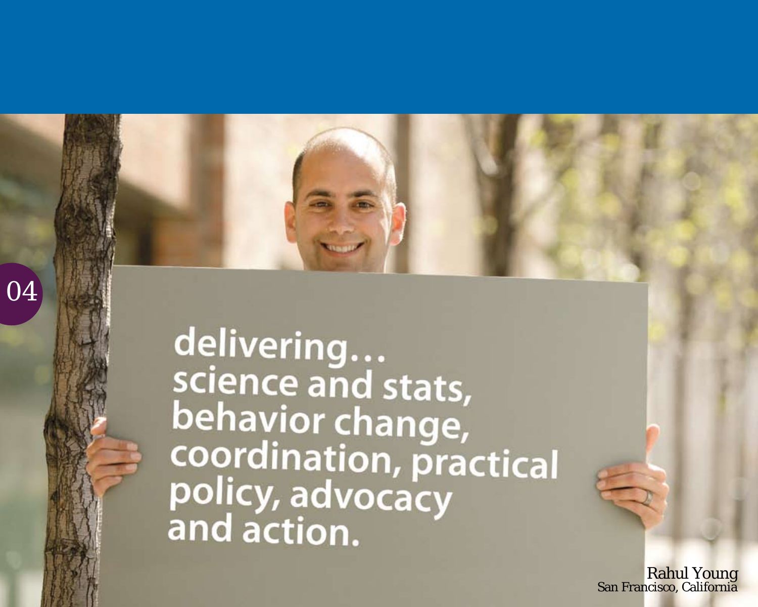delivering… science and stats, behavior change, coordination, practical policy, advocacy and action.

Rahul Young
San Francisco, California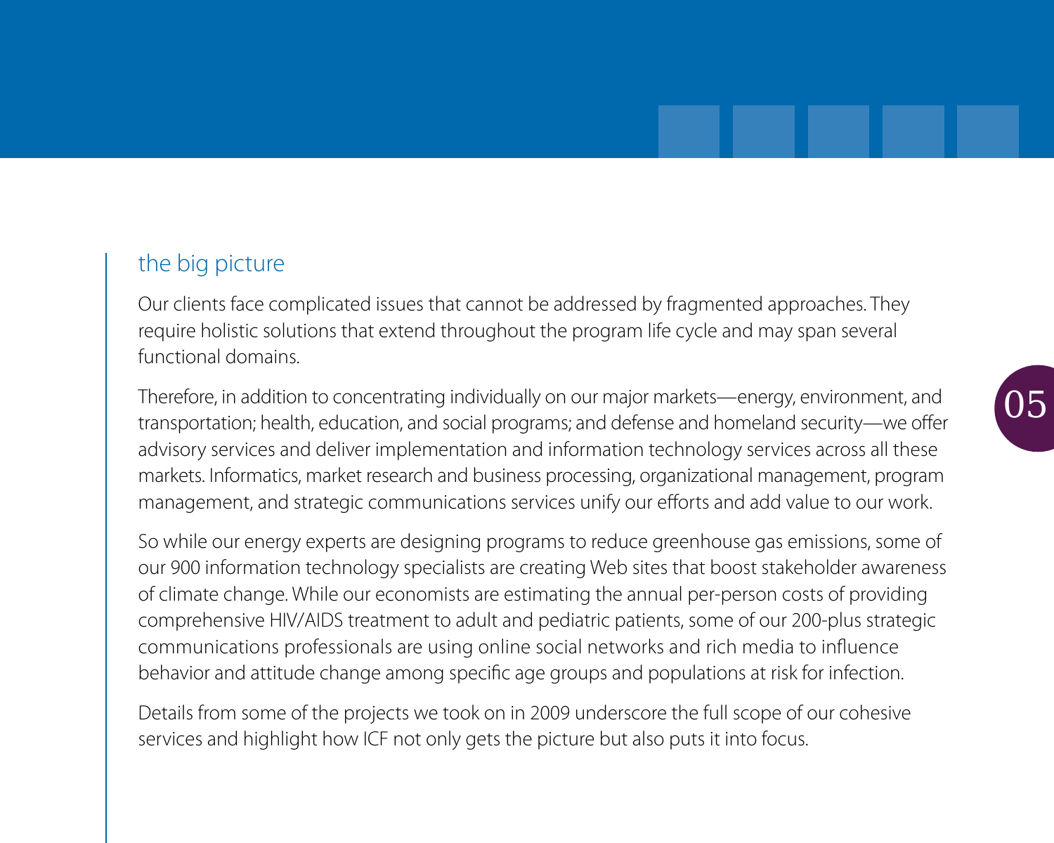## the big picture

Our clients face complicated issues that cannot be addressed by fragmented approaches. They require holistic solutions that extend throughout the program life cycle and may span several functional domains.

Therefore, in addition to concentrating individually on our major markets—energy, environment, and transportation; health, education, and social programs; and defense and homeland security—we offer advisory services and deliver implementation and information technology services across all these markets. Informatics, market research and business processing, organizational management, program management, and strategic communications services unify our efforts and add value to our work.

So while our energy experts are designing programs to reduce greenhouse gas emissions, some of our 900 information technology specialists are creating Web sites that boost stakeholder awareness of climate change. While our economists are estimating the annual per-person costs of providing comprehensive HIV/AIDS treatment to adult and pediatric patients, some of our 200-plus strategic communications professionals are using online social networks and rich media to influence behavior and attitude change among specific age groups and populations at risk for infection.

Details from some of the projects we took on in 2009 underscore the full scope of our cohesive services and highlight how ICF not only gets the picture but also puts it into focus.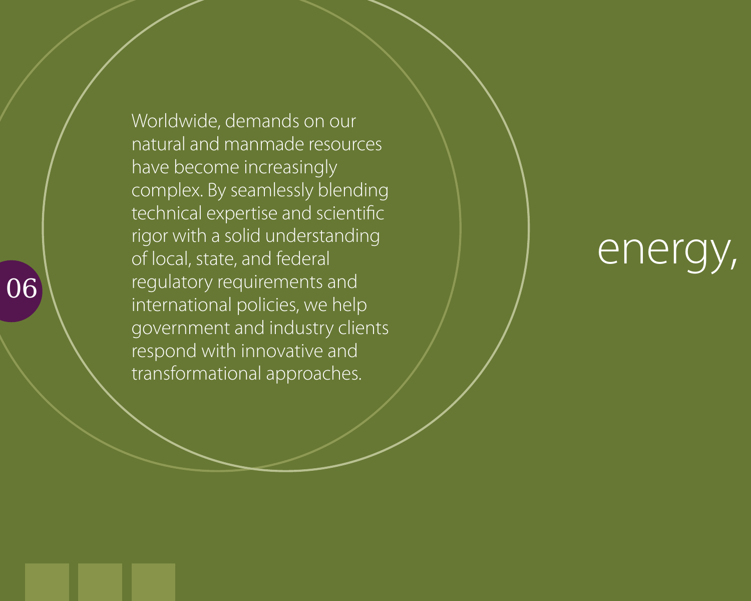Worldwide, demands on our natural and manmade resources have become increasingly complex. By seamlessly blending technical expertise and scientific rigor with a solid understanding of local, state, and federal regulatory requirements and international policies, we help government and industry clients respond with innovative and transformational approaches.

# energy,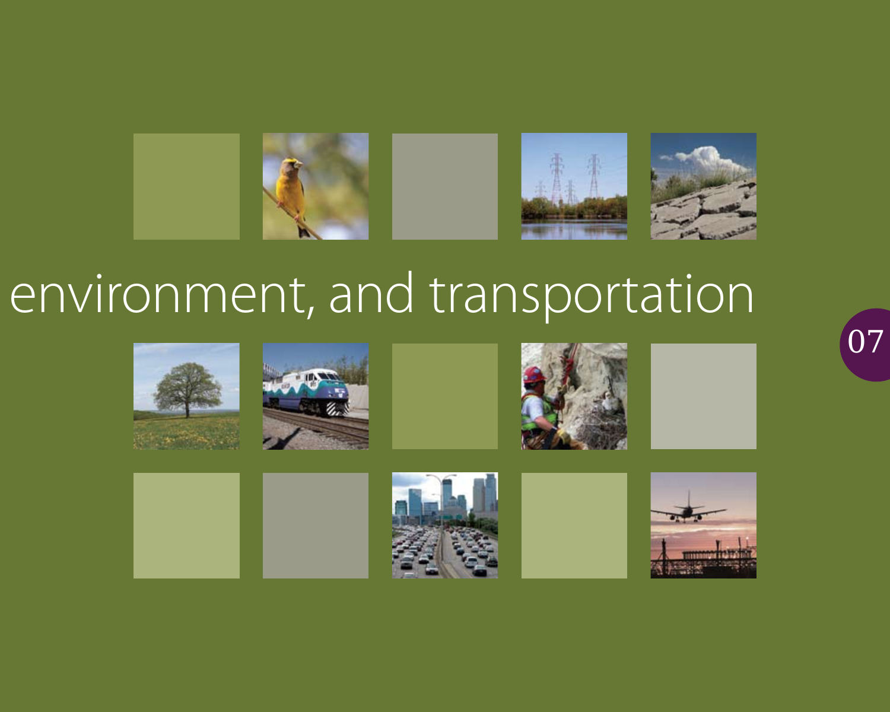# environment, and transportation

07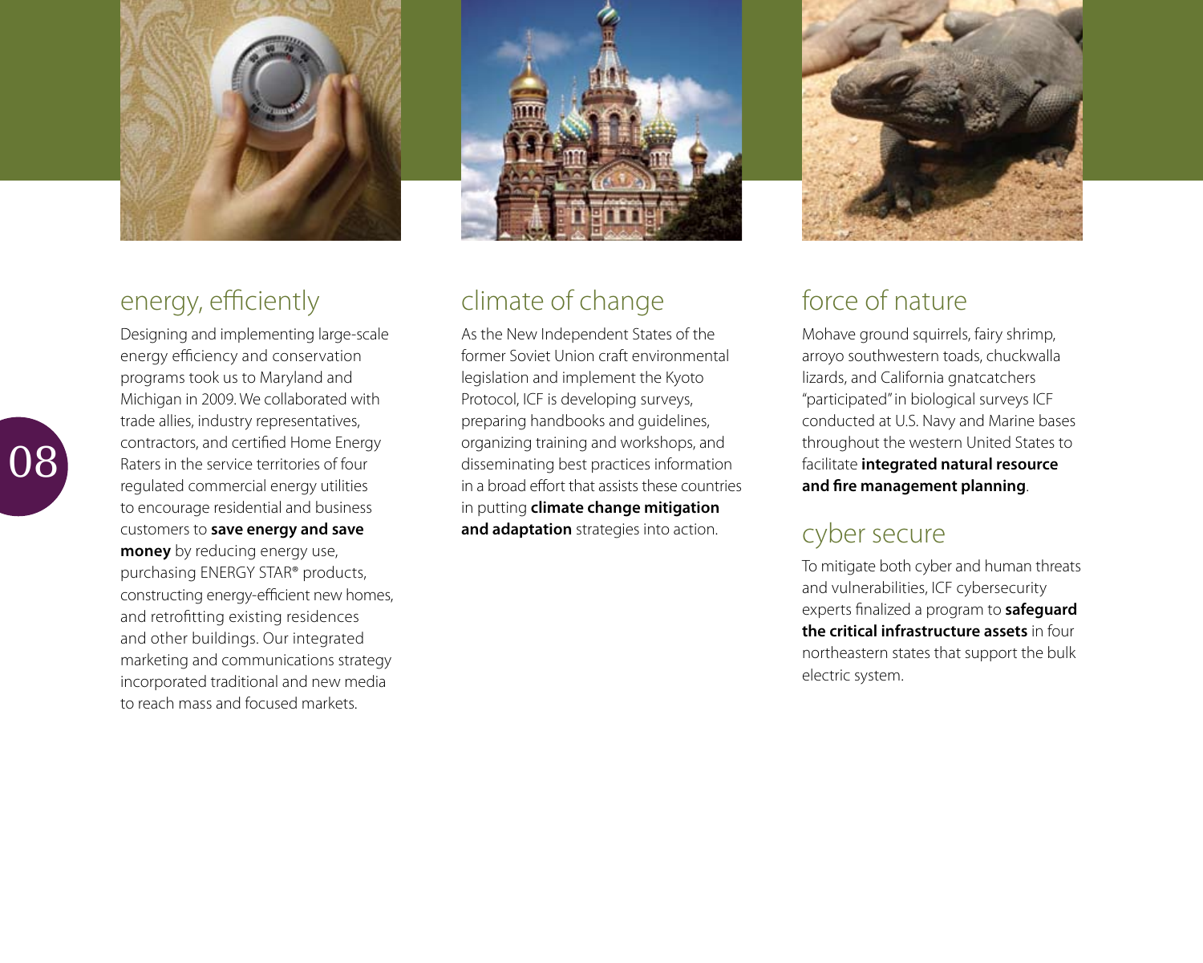## energy, efficiently

Designing and implementing large-scale energy efficiency and conservation programs took us to Maryland and Michigan in 2009. We collaborated with trade allies, industry representatives, contractors, and certified Home Energy Raters in the service territories of four regulated commercial energy utilities to encourage residential and business customers to **save energy and save money** by reducing energy use, purchasing ENERGY STAR® products, constructing energy-efficient new homes, and retrofitting existing residences and other buildings. Our integrated marketing and communications strategy incorporated traditional and new media to reach mass and focused markets.

## climate of change

As the New Independent States of the former Soviet Union craft environmental legislation and implement the Kyoto Protocol, ICF is developing surveys, preparing handbooks and guidelines, organizing training and workshops, and disseminating best practices information in a broad effort that assists these countries in putting **climate change mitigation and adaptation** strategies into action.

## force of nature

Mohave ground squirrels, fairy shrimp, arroyo southwestern toads, chuckwalla lizards, and California gnatcatchers "participated" in biological surveys ICF conducted at U.S. Navy and Marine bases throughout the western United States to facilitate **integrated natural resource and fire management planning**.

## cyber secure

To mitigate both cyber and human threats and vulnerabilities, ICF cybersecurity experts finalized a program to **safeguard the critical infrastructure assets** in four northeastern states that support the bulk electric system.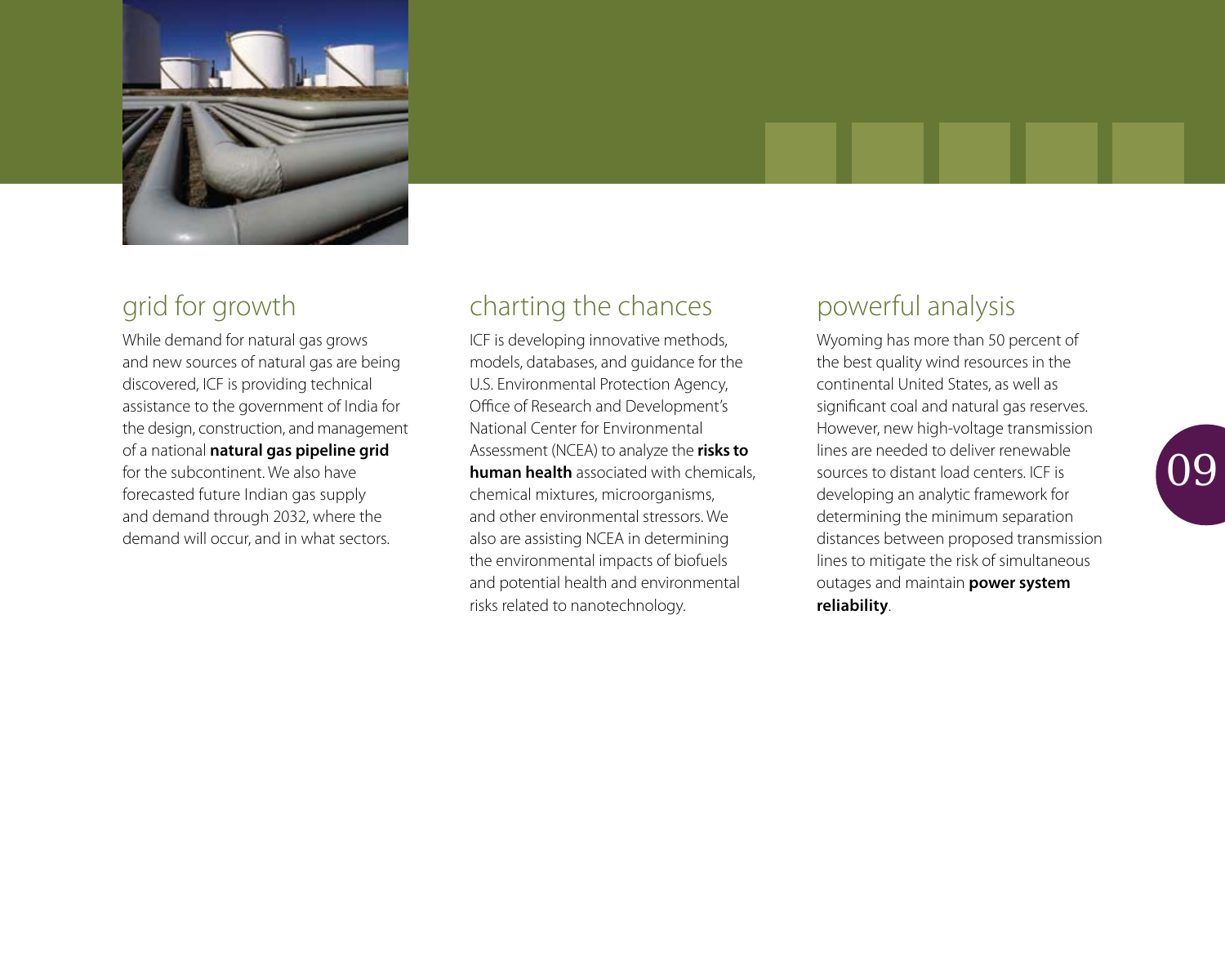## grid for growth

While demand for natural gas grows and new sources of natural gas are being discovered, ICF is providing technical assistance to the government of India for the design, construction, and management of a national **natural gas pipeline grid** for the subcontinent. We also have forecasted future Indian gas supply and demand through 2032, where the demand will occur, and in what sectors.

## charting the chances

ICF is developing innovative methods, models, databases, and guidance for the U.S. Environmental Protection Agency, Office of Research and Development's National Center for Environmental Assessment (NCEA) to analyze the **risks to human health** associated with chemicals, chemical mixtures, microorganisms, and other environmental stressors. We also are assisting NCEA in determining the environmental impacts of biofuels and potential health and environmental risks related to nanotechnology.

## powerful analysis

Wyoming has more than 50 percent of the best quality wind resources in the continental United States, as well as significant coal and natural gas reserves. However, new high-voltage transmission lines are needed to deliver renewable sources to distant load centers. ICF is developing an analytic framework for determining the minimum separation distances between proposed transmission lines to mitigate the risk of simultaneous outages and maintain **power system reliability**.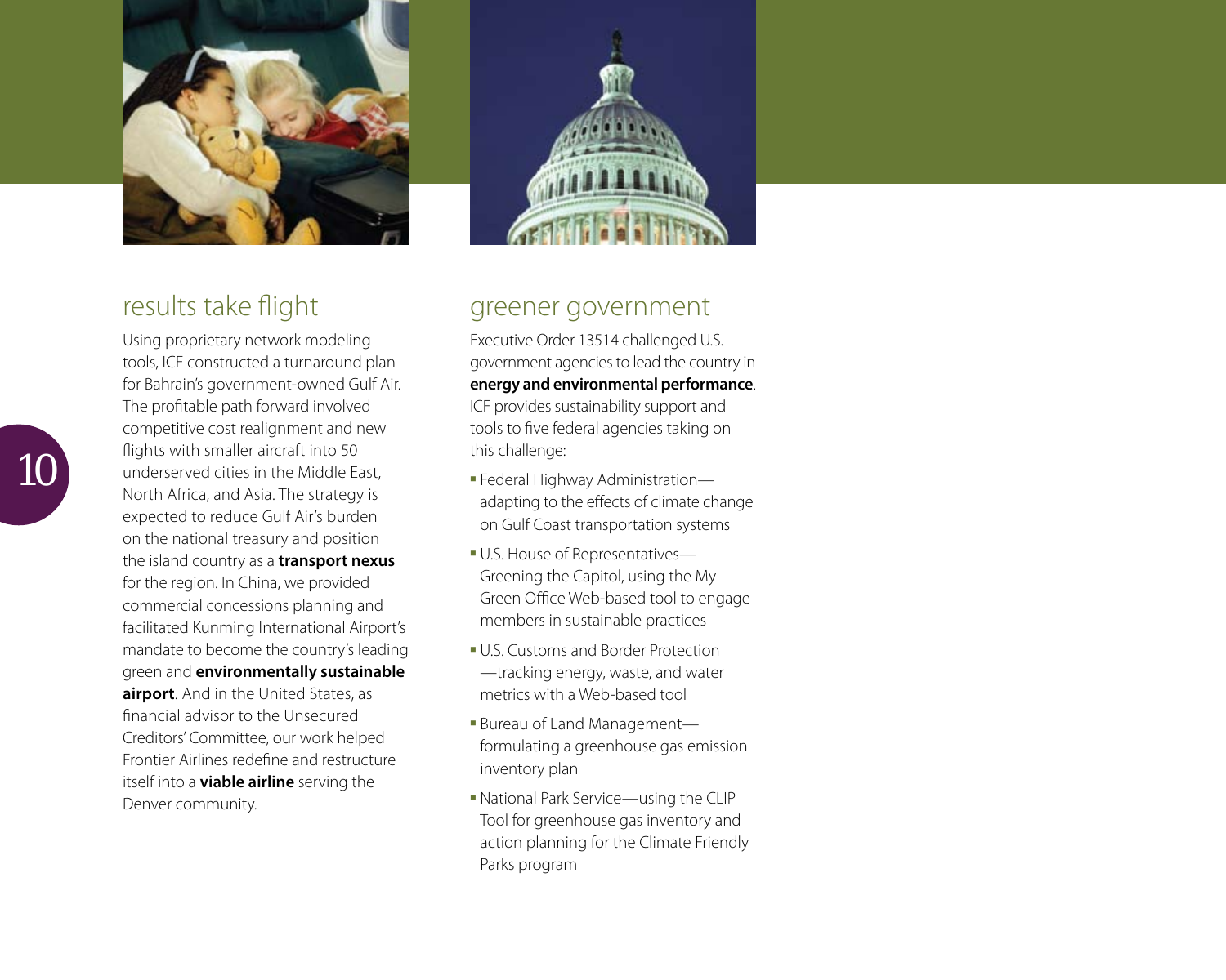## results take flight

Using proprietary network modeling tools, ICF constructed a turnaround plan for Bahrain's government-owned Gulf Air. The profitable path forward involved competitive cost realignment and new flights with smaller aircraft into 50 underserved cities in the Middle East, North Africa, and Asia. The strategy is expected to reduce Gulf Air's burden on the national treasury and position the island country as a **transport nexus** for the region. In China, we provided commercial concessions planning and facilitated Kunming International Airport's mandate to become the country's leading green and **environmentally sustainable airport**. And in the United States, as financial advisor to the Unsecured Creditors' Committee, our work helped Frontier Airlines redefine and restructure itself into a **viable airline** serving the Denver community.

## greener government

Executive Order 13514 challenged U.S. government agencies to lead the country in **energy and environmental performance**. ICF provides sustainability support and tools to five federal agencies taking on this challenge:

- Federal Highway Administration—adapting to the effects of climate change on Gulf Coast transportation systems
- U.S. House of Representatives—Greening the Capitol, using the My Green Office Web-based tool to engage members in sustainable practices
- U.S. Customs and Border Protection—tracking energy, waste, and water metrics with a Web-based tool
- Bureau of Land Management—formulating a greenhouse gas emission inventory plan
- National Park Service—using the CLIP Tool for greenhouse gas inventory and action planning for the Climate Friendly Parks program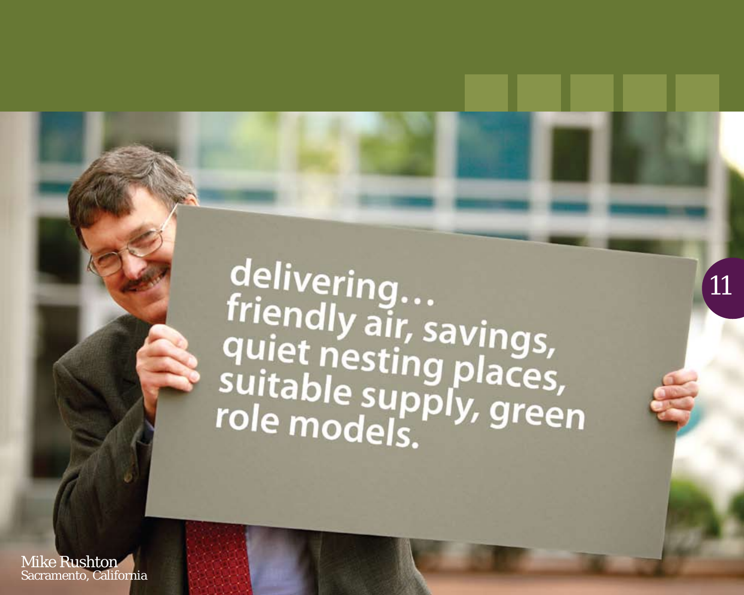delivering...
friendly air, savings,
quiet nesting places,
suitable supply, green
role models.

Mike Rushton
Sacramento, California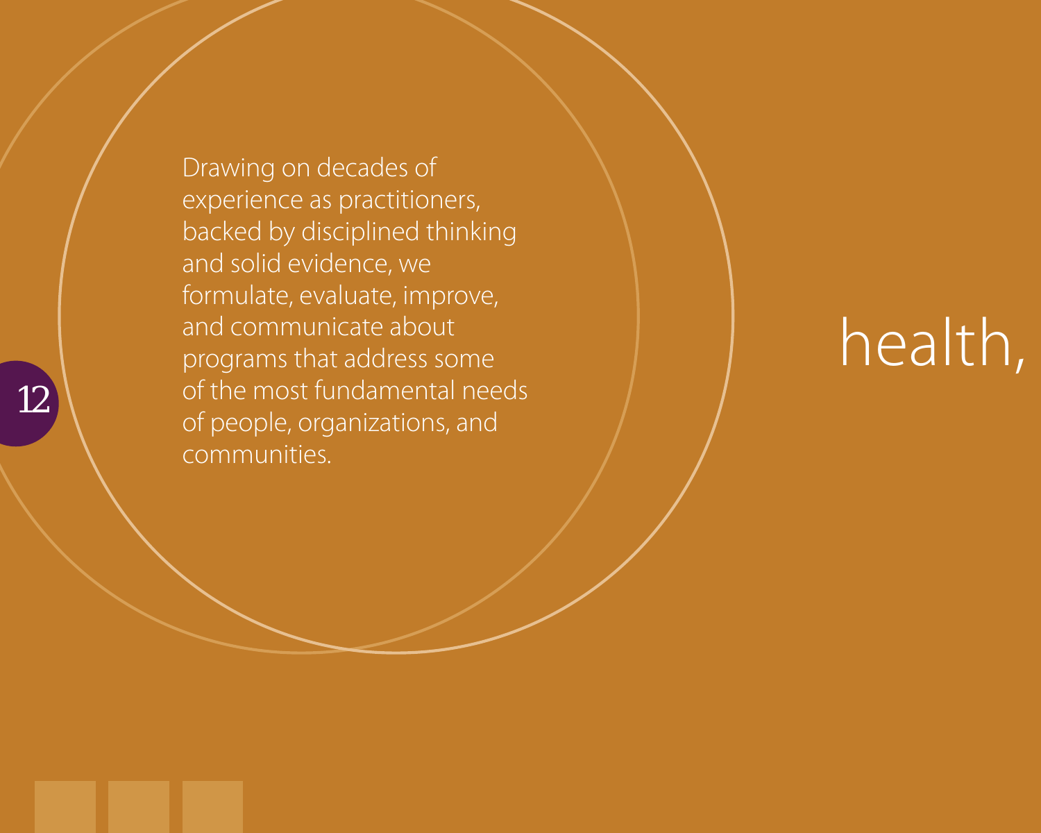Drawing on decades of experience as practitioners, backed by disciplined thinking and solid evidence, we formulate, evaluate, improve, and communicate about programs that address some of the most fundamental needs of people, organizations, and communities.

health,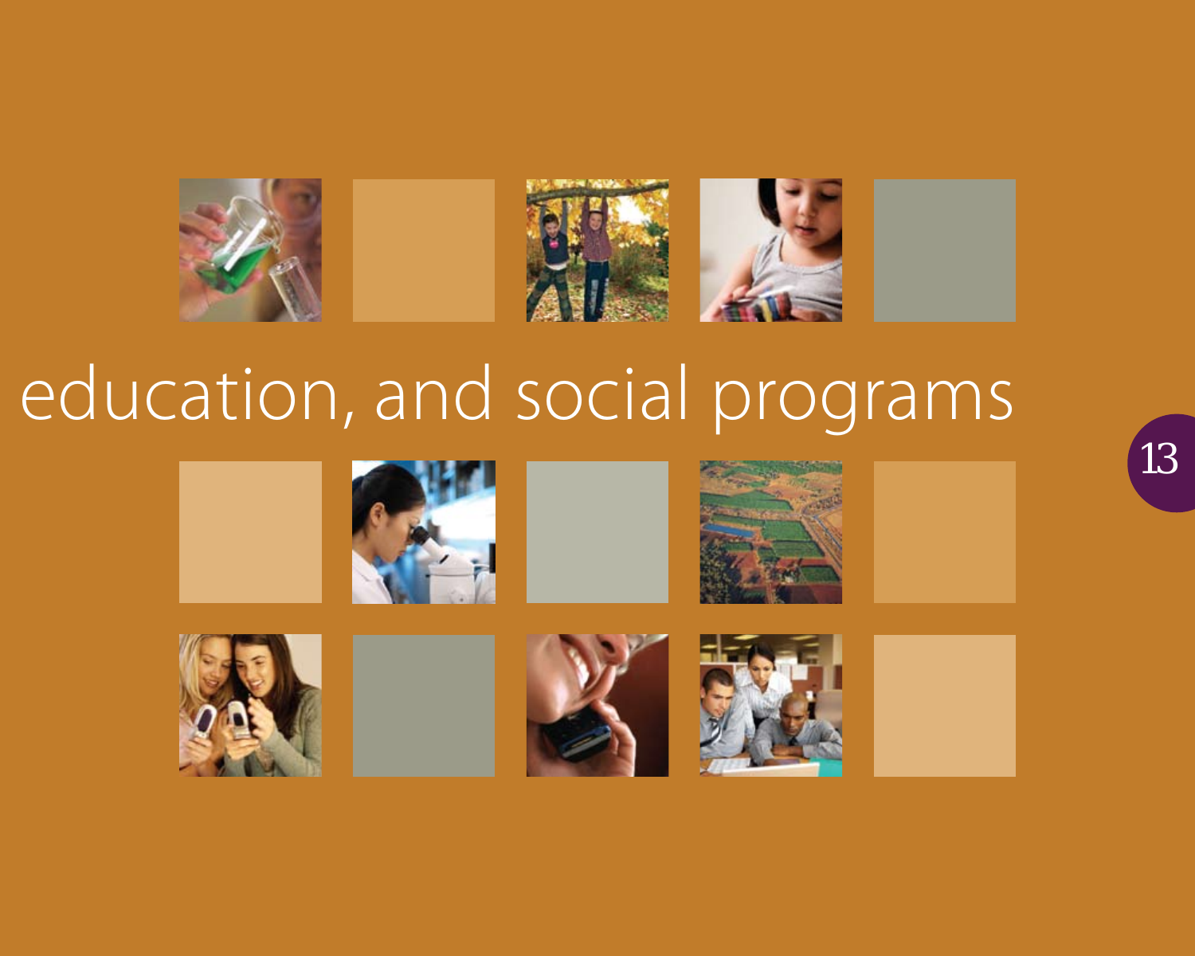# education, and social programs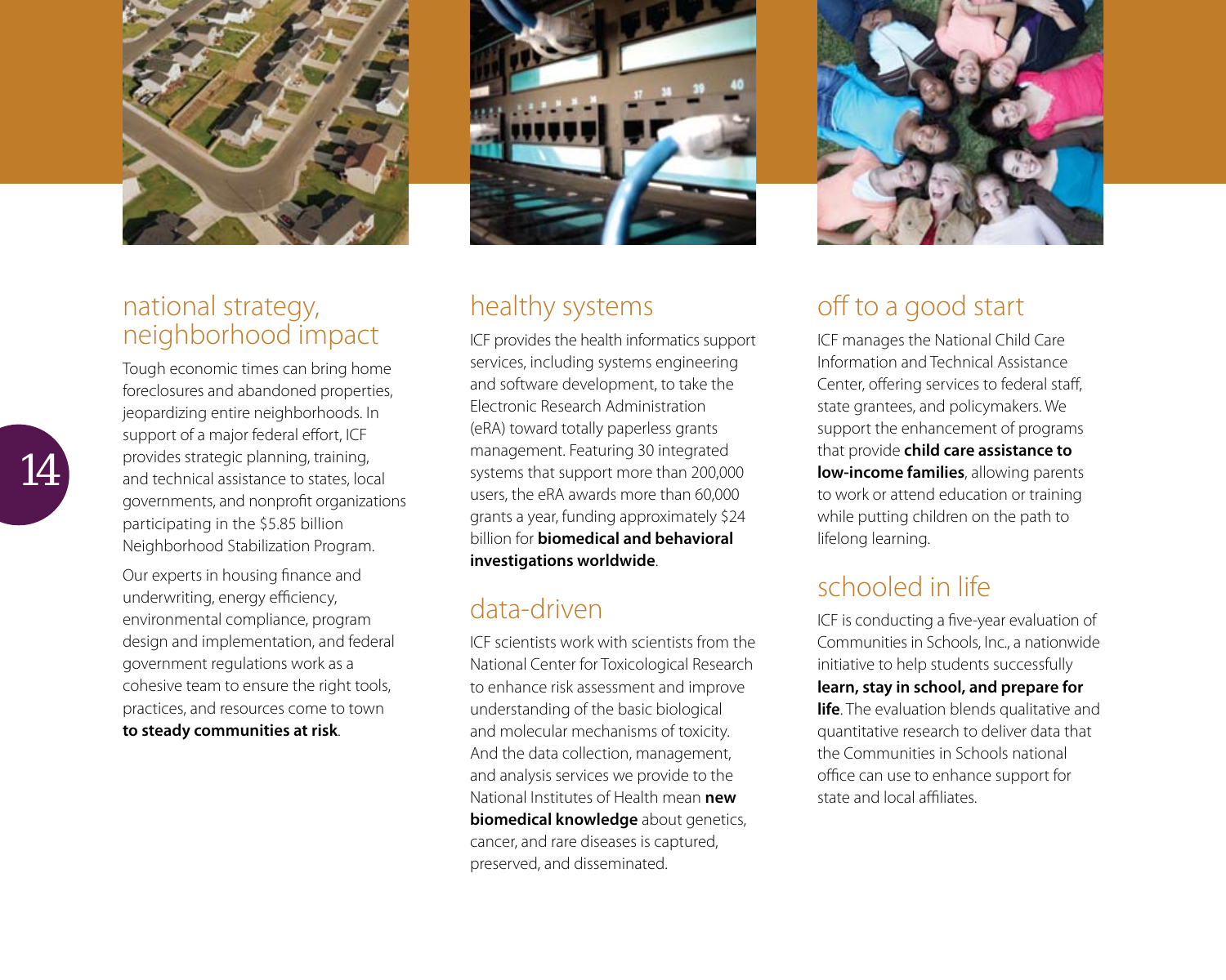## national strategy, neighborhood impact

Tough economic times can bring home foreclosures and abandoned properties, jeopardizing entire neighborhoods. In support of a major federal effort, ICF provides strategic planning, training, and technical assistance to states, local governments, and nonprofit organizations participating in the $5.85 billion Neighborhood Stabilization Program.

Our experts in housing finance and underwriting, energy efficiency, environmental compliance, program design and implementation, and federal government regulations work as a cohesive team to ensure the right tools, practices, and resources come to town **to steady communities at risk**.

## healthy systems

ICF provides the health informatics support services, including systems engineering and software development, to take the Electronic Research Administration (eRA) toward totally paperless grants management. Featuring 30 integrated systems that support more than 200,000 users, the eRA awards more than 60,000 grants a year, funding approximately $24 billion for **biomedical and behavioral investigations worldwide**.

## data-driven

ICF scientists work with scientists from the National Center for Toxicological Research to enhance risk assessment and improve understanding of the basic biological and molecular mechanisms of toxicity. And the data collection, management, and analysis services we provide to the National Institutes of Health mean **new biomedical knowledge** about genetics, cancer, and rare diseases is captured, preserved, and disseminated.

## off to a good start

ICF manages the National Child Care Information and Technical Assistance Center, offering services to federal staff, state grantees, and policymakers. We support the enhancement of programs that provide **child care assistance to low-income families**, allowing parents to work or attend education or training while putting children on the path to lifelong learning.

## schooled in life

ICF is conducting a five-year evaluation of Communities in Schools, Inc., a nationwide initiative to help students successfully **learn, stay in school, and prepare for life**. The evaluation blends qualitative and quantitative research to deliver data that the Communities in Schools national office can use to enhance support for state and local affiliates.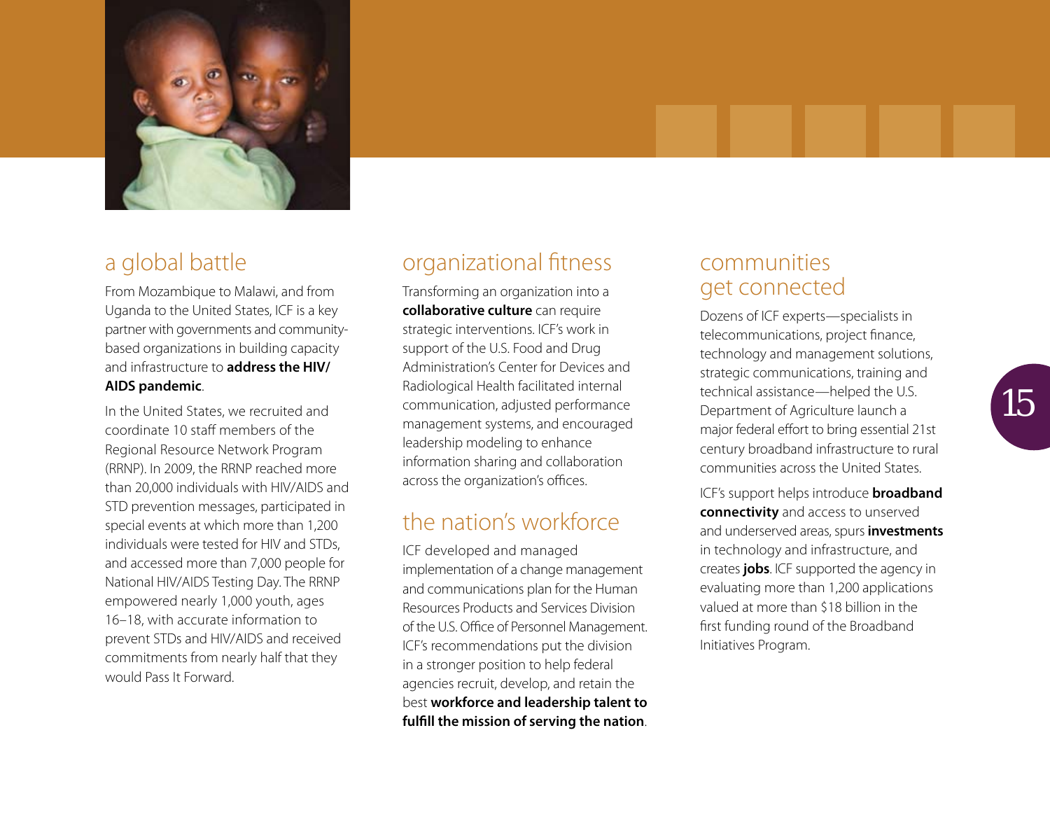## a global battle

From Mozambique to Malawi, and from Uganda to the United States, ICF is a key partner with governments and community-based organizations in building capacity and infrastructure to **address the HIV/AIDS pandemic**.

In the United States, we recruited and coordinate 10 staff members of the Regional Resource Network Program (RRNP). In 2009, the RRNP reached more than 20,000 individuals with HIV/AIDS and STD prevention messages, participated in special events at which more than 1,200 individuals were tested for HIV and STDs, and accessed more than 7,000 people for National HIV/AIDS Testing Day. The RRNP empowered nearly 1,000 youth, ages 16–18, with accurate information to prevent STDs and HIV/AIDS and received commitments from nearly half that they would Pass It Forward.

## organizational fitness

Transforming an organization into a **collaborative culture** can require strategic interventions. ICF's work in support of the U.S. Food and Drug Administration's Center for Devices and Radiological Health facilitated internal communication, adjusted performance management systems, and encouraged leadership modeling to enhance information sharing and collaboration across the organization's offices.

## the nation's workforce

ICF developed and managed implementation of a change management and communications plan for the Human Resources Products and Services Division of the U.S. Office of Personnel Management. ICF's recommendations put the division in a stronger position to help federal agencies recruit, develop, and retain the best **workforce and leadership talent to fulfill the mission of serving the nation**.

## communities get connected

Dozens of ICF experts—specialists in telecommunications, project finance, technology and management solutions, strategic communications, training and technical assistance—helped the U.S. Department of Agriculture launch a major federal effort to bring essential 21st century broadband infrastructure to rural communities across the United States.

ICF's support helps introduce **broadband connectivity** and access to unserved and underserved areas, spurs **investments** in technology and infrastructure, and creates **jobs**. ICF supported the agency in evaluating more than 1,200 applications valued at more than $18 billion in the first funding round of the Broadband Initiatives Program.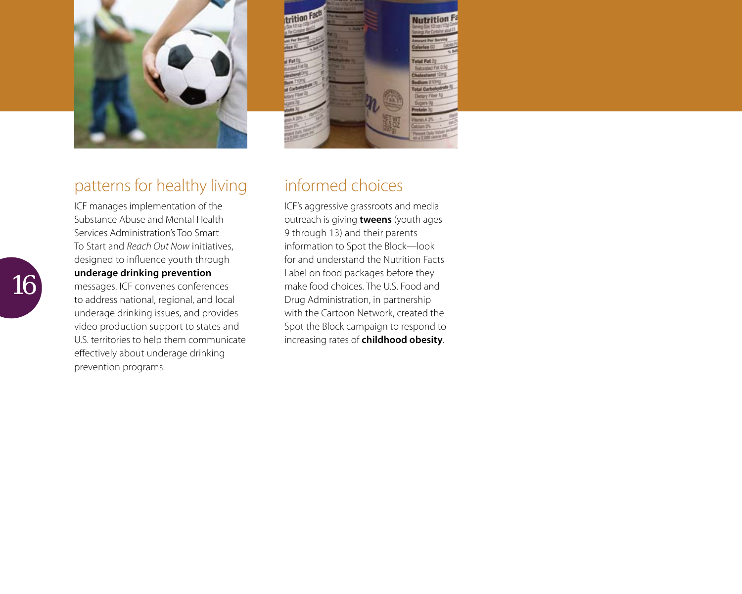## patterns for healthy living

ICF manages implementation of the Substance Abuse and Mental Health Services Administration's Too Smart To Start and *Reach Out Now* initiatives, designed to influence youth through **underage drinking prevention** messages. ICF convenes conferences to address national, regional, and local underage drinking issues, and provides video production support to states and U.S. territories to help them communicate effectively about underage drinking prevention programs.

## informed choices

ICF's aggressive grassroots and media outreach is giving **tweens** (youth ages 9 through 13) and their parents information to Spot the Block—look for and understand the Nutrition Facts Label on food packages before they make food choices. The U.S. Food and Drug Administration, in partnership with the Cartoon Network, created the Spot the Block campaign to respond to increasing rates of **childhood obesity**.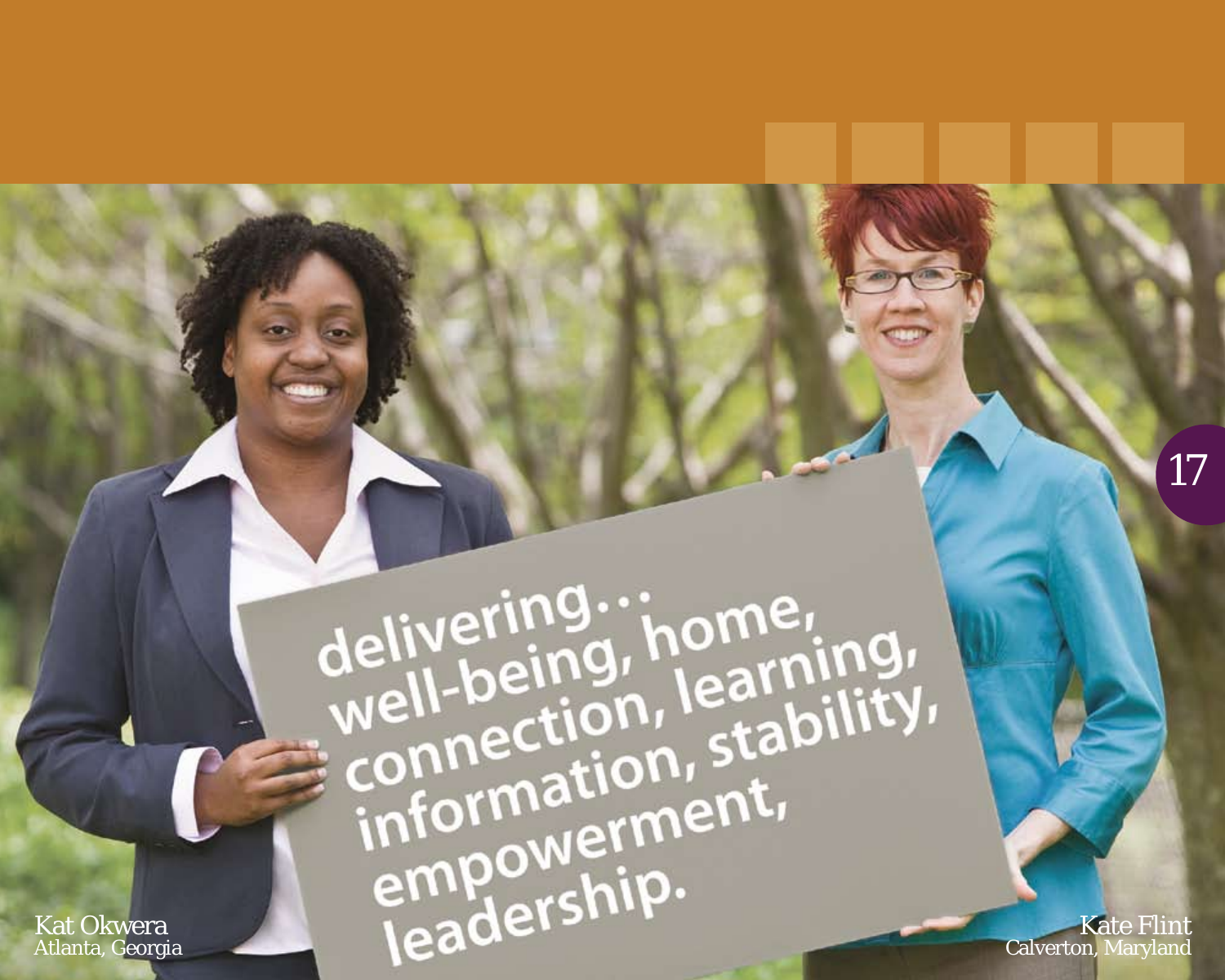delivering...
well-being, home,
connection, learning,
information, stability,
empowerment,
leadership.

Kat Okwera
Atlanta, Georgia

Kate Flint
Calverton, Maryland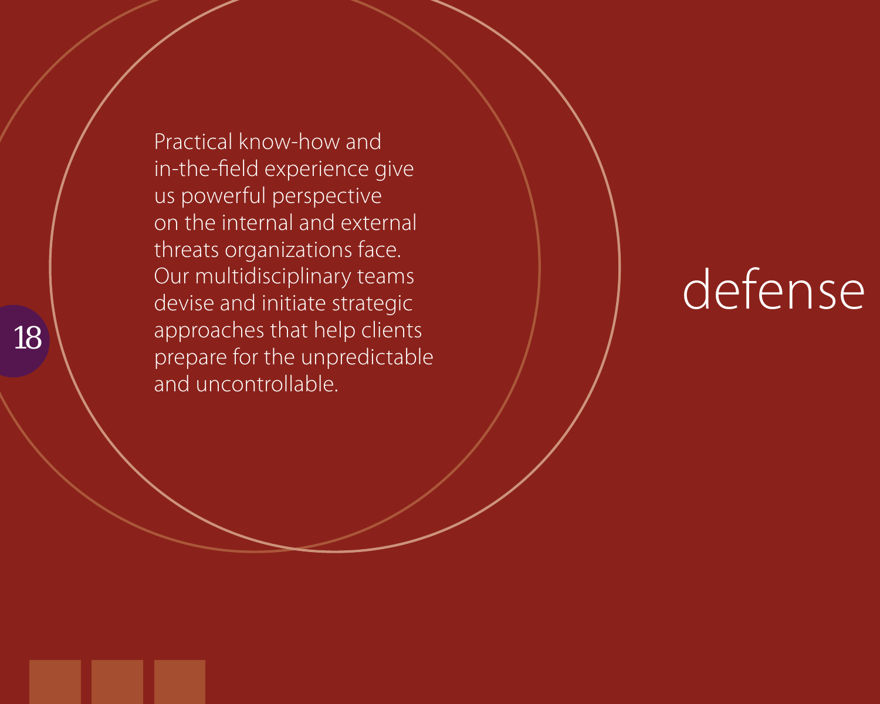# defense

Practical know-how and in-the-field experience give us powerful perspective on the internal and external threats organizations face. Our multidisciplinary teams devise and initiate strategic approaches that help clients prepare for the unpredictable and uncontrollable.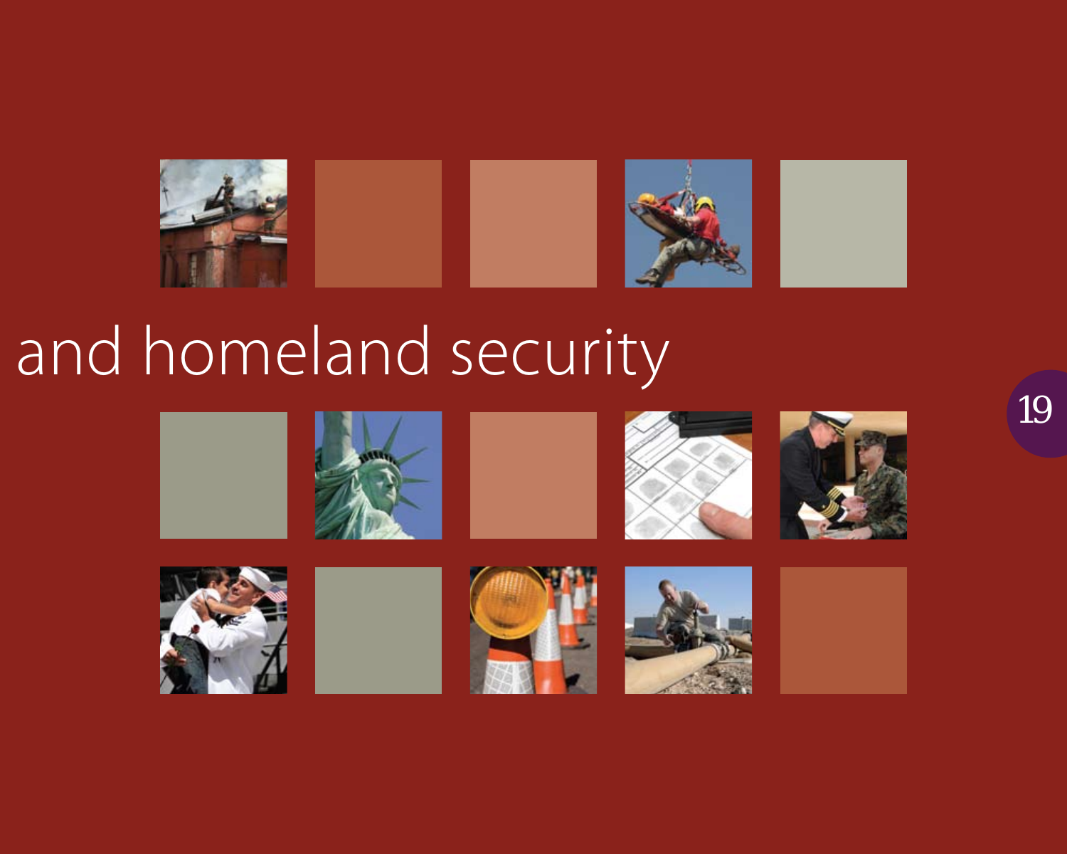# and homeland security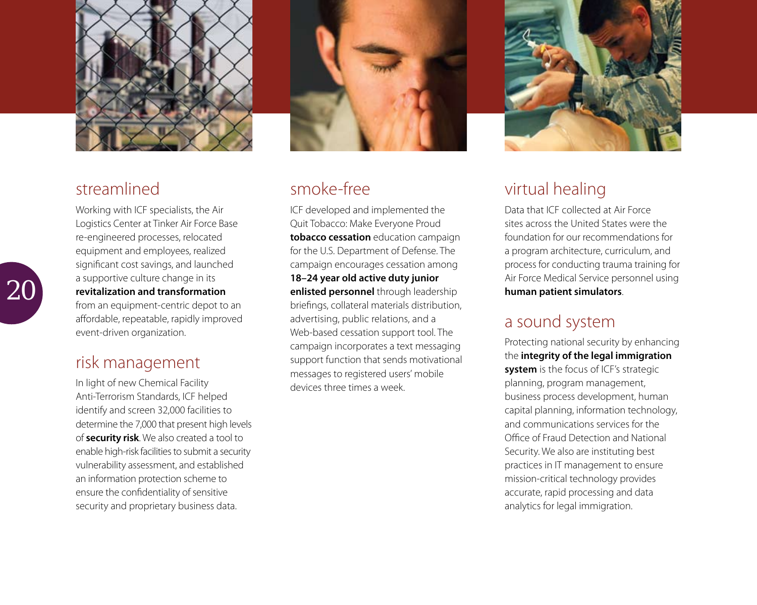## streamlined

Working with ICF specialists, the Air Logistics Center at Tinker Air Force Base re-engineered processes, relocated equipment and employees, realized significant cost savings, and launched a supportive culture change in its **revitalization and transformation** from an equipment-centric depot to an affordable, repeatable, rapidly improved event-driven organization.

## risk management

In light of new Chemical Facility Anti-Terrorism Standards, ICF helped identify and screen 32,000 facilities to determine the 7,000 that present high levels of **security risk**. We also created a tool to enable high-risk facilities to submit a security vulnerability assessment, and established an information protection scheme to ensure the confidentiality of sensitive security and proprietary business data.

## smoke-free

ICF developed and implemented the Quit Tobacco: Make Everyone Proud **tobacco cessation** education campaign for the U.S. Department of Defense. The campaign encourages cessation among **18–24 year old active duty junior enlisted personnel** through leadership briefings, collateral materials distribution, advertising, public relations, and a Web-based cessation support tool. The campaign incorporates a text messaging support function that sends motivational messages to registered users' mobile devices three times a week.

## virtual healing

Data that ICF collected at Air Force sites across the United States were the foundation for our recommendations for a program architecture, curriculum, and process for conducting trauma training for Air Force Medical Service personnel using **human patient simulators**.

## a sound system

Protecting national security by enhancing the **integrity of the legal immigration system** is the focus of ICF's strategic planning, program management, business process development, human capital planning, information technology, and communications services for the Office of Fraud Detection and National Security. We also are instituting best practices in IT management to ensure mission-critical technology provides accurate, rapid processing and data analytics for legal immigration.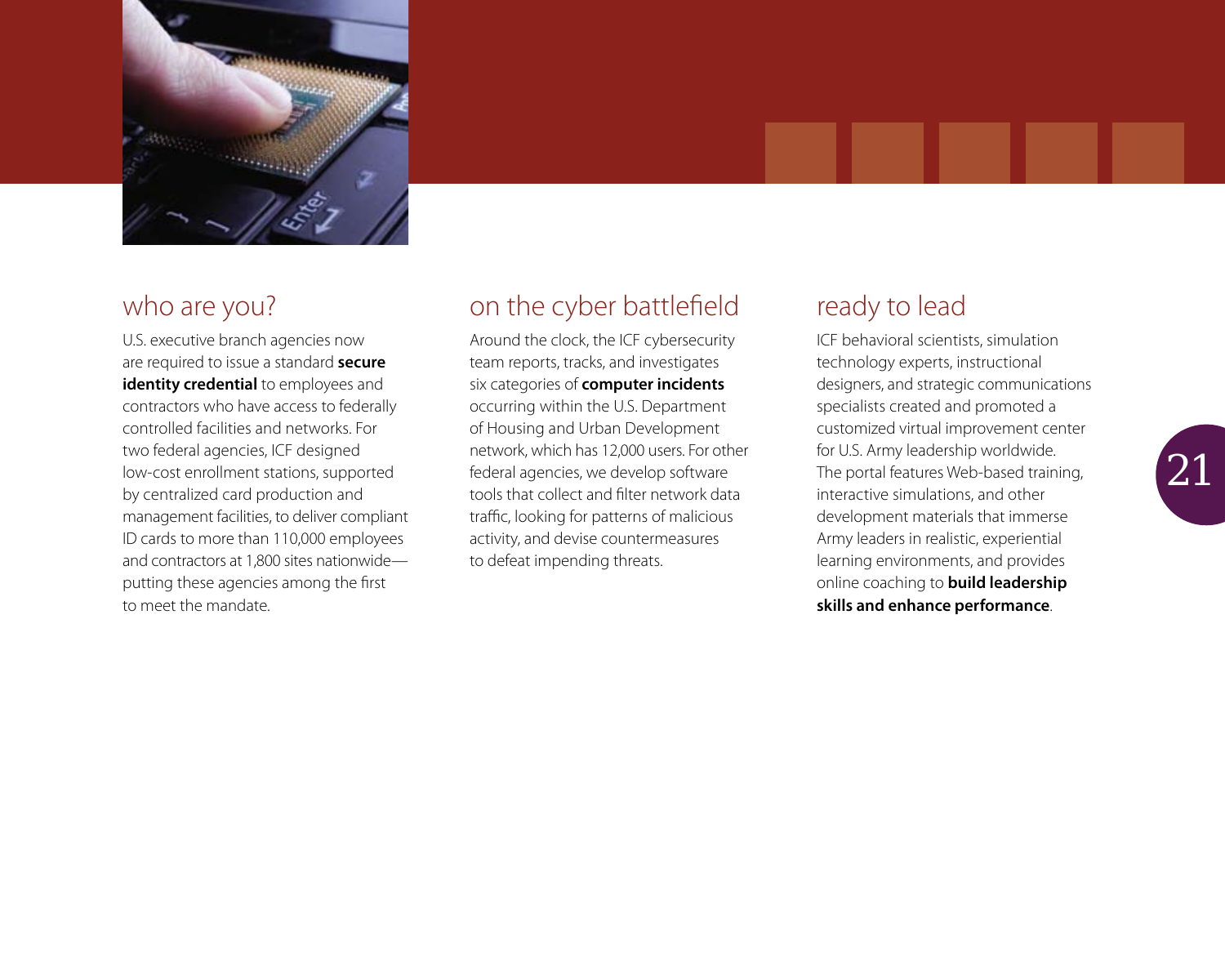## who are you?

U.S. executive branch agencies now are required to issue a standard **secure identity credential** to employees and contractors who have access to federally controlled facilities and networks. For two federal agencies, ICF designed low-cost enrollment stations, supported by centralized card production and management facilities, to deliver compliant ID cards to more than 110,000 employees and contractors at 1,800 sites nationwide—putting these agencies among the first to meet the mandate.

## on the cyber battlefield

Around the clock, the ICF cybersecurity team reports, tracks, and investigates six categories of **computer incidents** occurring within the U.S. Department of Housing and Urban Development network, which has 12,000 users. For other federal agencies, we develop software tools that collect and filter network data traffic, looking for patterns of malicious activity, and devise countermeasures to defeat impending threats.

## ready to lead

ICF behavioral scientists, simulation technology experts, instructional designers, and strategic communications specialists created and promoted a customized virtual improvement center for U.S. Army leadership worldwide. The portal features Web-based training, interactive simulations, and other development materials that immerse Army leaders in realistic, experiential learning environments, and provides online coaching to **build leadership skills and enhance performance**.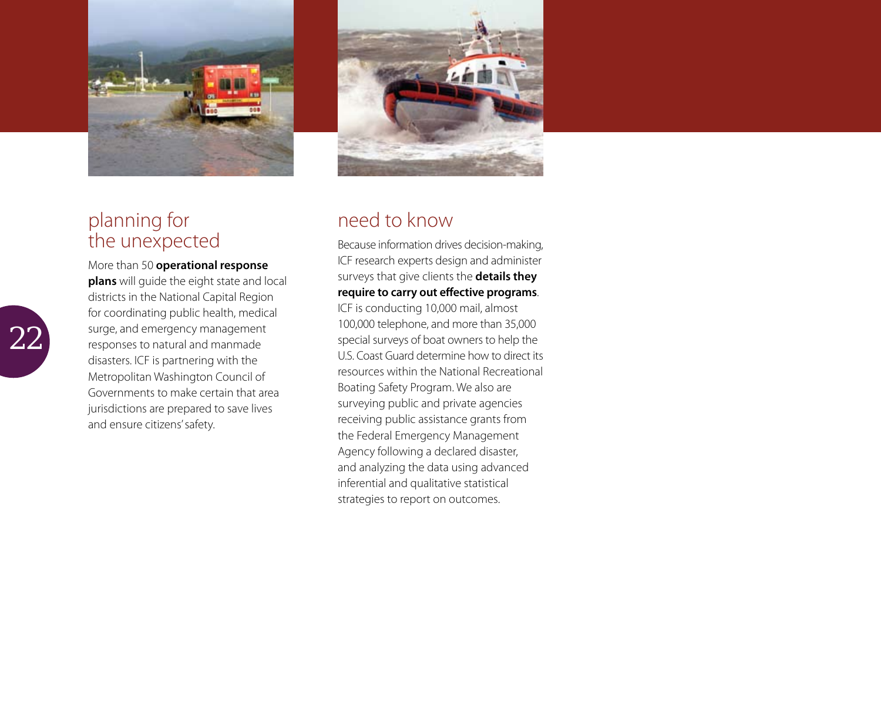## planning for the unexpected

More than 50 **operational response plans** will guide the eight state and local districts in the National Capital Region for coordinating public health, medical surge, and emergency management responses to natural and manmade disasters. ICF is partnering with the Metropolitan Washington Council of Governments to make certain that area jurisdictions are prepared to save lives and ensure citizens' safety.

## need to know

Because information drives decision-making, ICF research experts design and administer surveys that give clients the **details they require to carry out effective programs**. ICF is conducting 10,000 mail, almost 100,000 telephone, and more than 35,000 special surveys of boat owners to help the U.S. Coast Guard determine how to direct its resources within the National Recreational Boating Safety Program. We also are surveying public and private agencies receiving public assistance grants from the Federal Emergency Management Agency following a declared disaster, and analyzing the data using advanced inferential and qualitative statistical strategies to report on outcomes.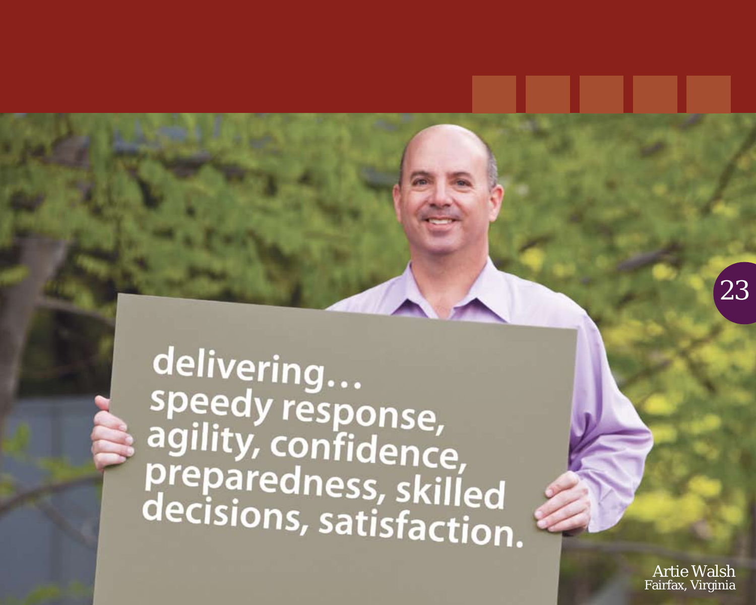delivering…
speedy response,
agility, confidence,
preparedness, skilled
decisions, satisfaction.

Artie Walsh
Fairfax, Virginia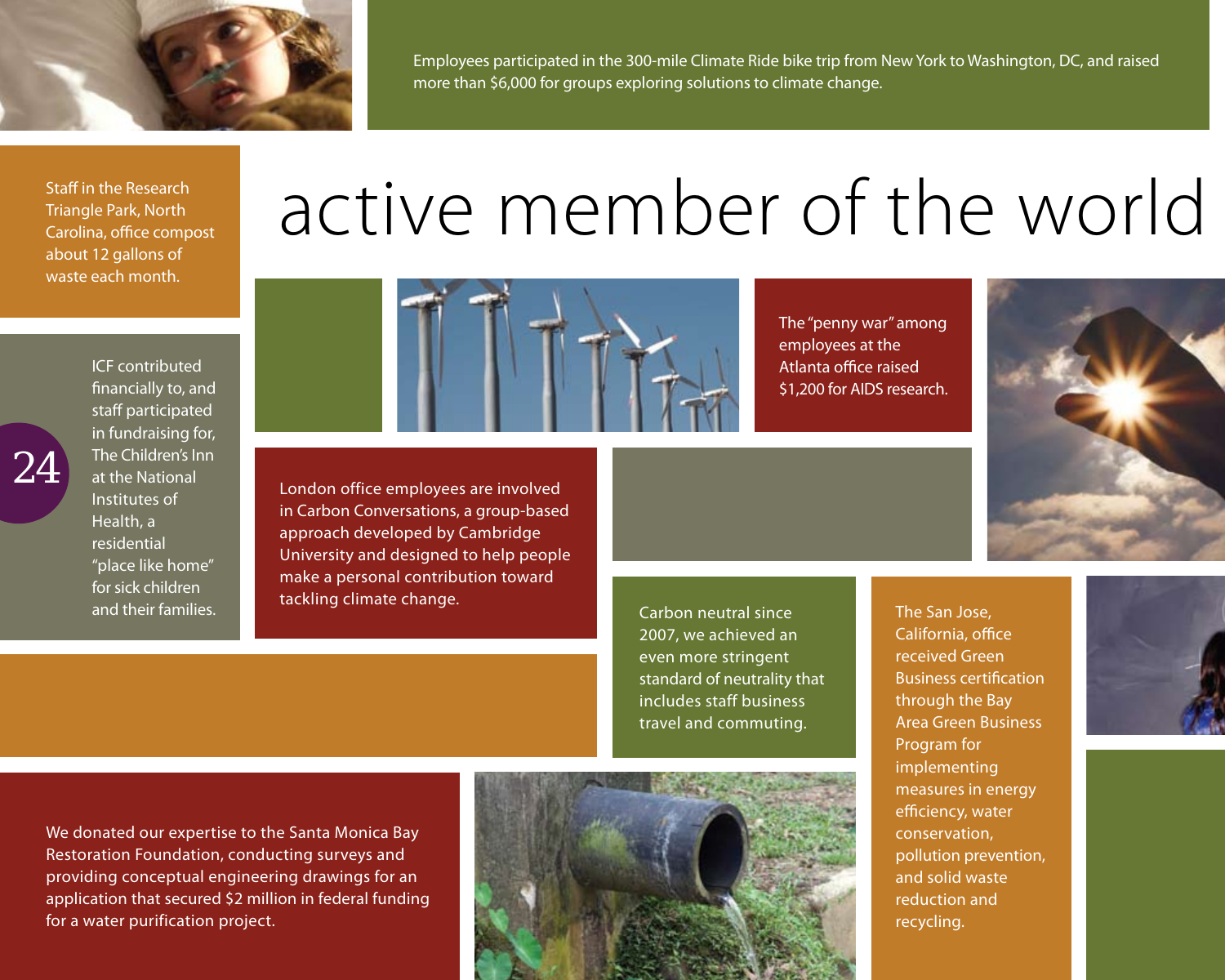Employees participated in the 300-mile Climate Ride bike trip from New York to Washington, DC, and raised more than $6,000 for groups exploring solutions to climate change.

# active member of the world

Staff in the Research Triangle Park, North Carolina, office compost about 12 gallons of waste each month.

ICF contributed financially to, and staff participated in fundraising for, The Children's Inn at the National Institutes of Health, a residential "place like home" for sick children and their families.

The "penny war" among employees at the Atlanta office raised $1,200 for AIDS research.

London office employees are involved in Carbon Conversations, a group-based approach developed by Cambridge University and designed to help people make a personal contribution toward tackling climate change.

Carbon neutral since 2007, we achieved an even more stringent standard of neutrality that includes staff business travel and commuting.

The San Jose, California, office received Green Business certification through the Bay Area Green Business Program for implementing measures in energy efficiency, water conservation, pollution prevention, and solid waste reduction and recycling.

We donated our expertise to the Santa Monica Bay Restoration Foundation, conducting surveys and providing conceptual engineering drawings for an application that secured $2 million in federal funding for a water purification project.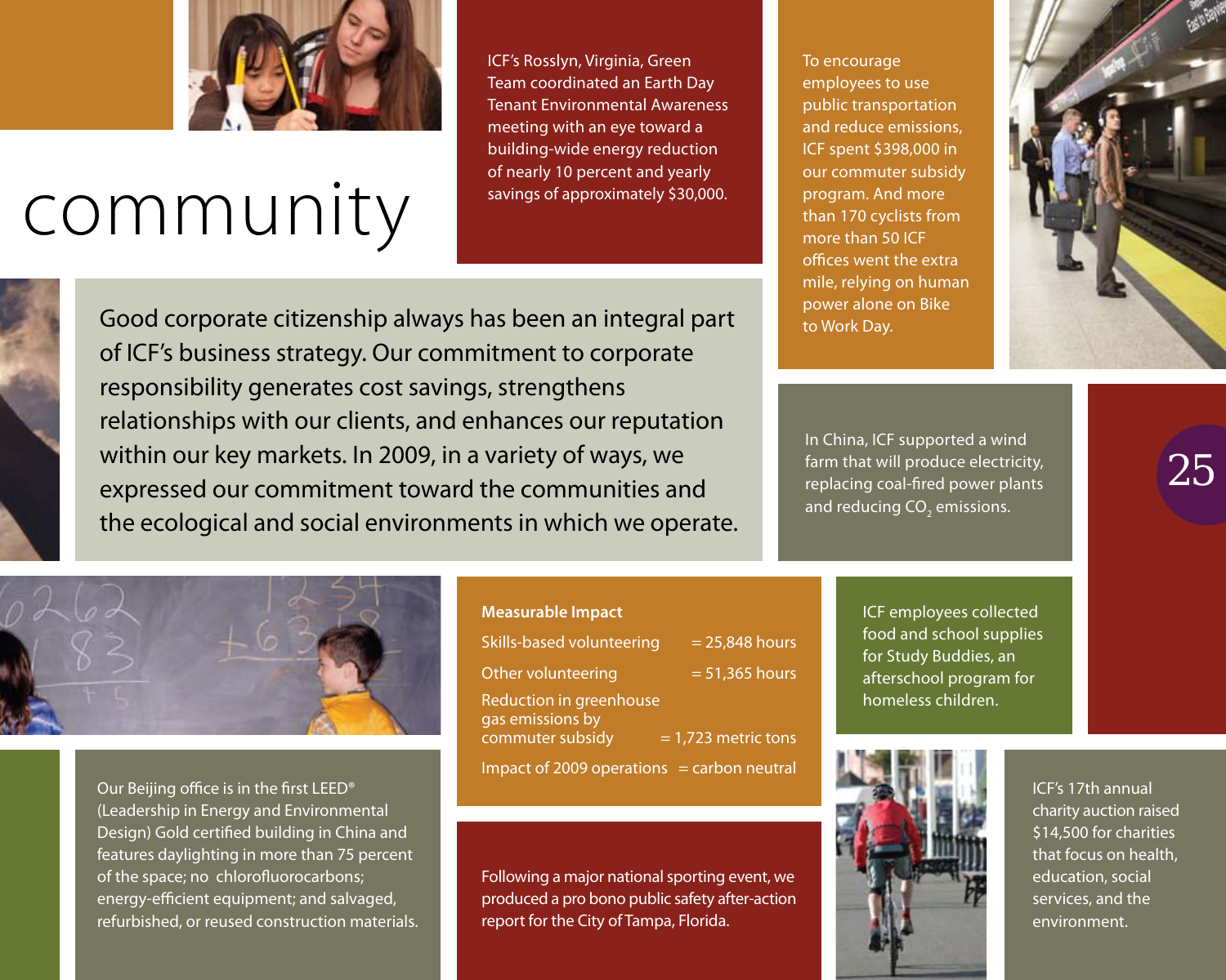# community

Good corporate citizenship always has been an integral part of ICF's business strategy. Our commitment to corporate responsibility generates cost savings, strengthens relationships with our clients, and enhances our reputation within our key markets. In 2009, in a variety of ways, we expressed our commitment toward the communities and the ecological and social environments in which we operate.

ICF's Rosslyn, Virginia, Green Team coordinated an Earth Day Tenant Environmental Awareness meeting with an eye toward a building-wide energy reduction of nearly 10 percent and yearly savings of approximately $30,000.

To encourage employees to use public transportation and reduce emissions, ICF spent $398,000 in our commuter subsidy program. And more than 170 cyclists from more than 50 ICF offices went the extra mile, relying on human power alone on Bike to Work Day.

In China, ICF supported a wind farm that will produce electricity, replacing coal-fired power plants and reducing $CO_2$ emissions.

**Measurable Impact**

| | |
|---|---|
| Skills-based volunteering | = 25,848 hours |
| Other volunteering | = 51,365 hours |
| Reduction in greenhouse gas emissions by commuter subsidy | = 1,723 metric tons |
| Impact of 2009 operations | = carbon neutral |

ICF employees collected food and school supplies for Study Buddies, an afterschool program for homeless children.

Our Beijing office is in the first LEED® (Leadership in Energy and Environmental Design) Gold certified building in China and features daylighting in more than 75 percent of the space; no chlorofluorocarbons; energy-efficient equipment; and salvaged, refurbished, or reused construction materials.

Following a major national sporting event, we produced a pro bono public safety after-action report for the City of Tampa, Florida.

ICF's 17th annual charity auction raised $14,500 for charities that focus on health, education, social services, and the environment.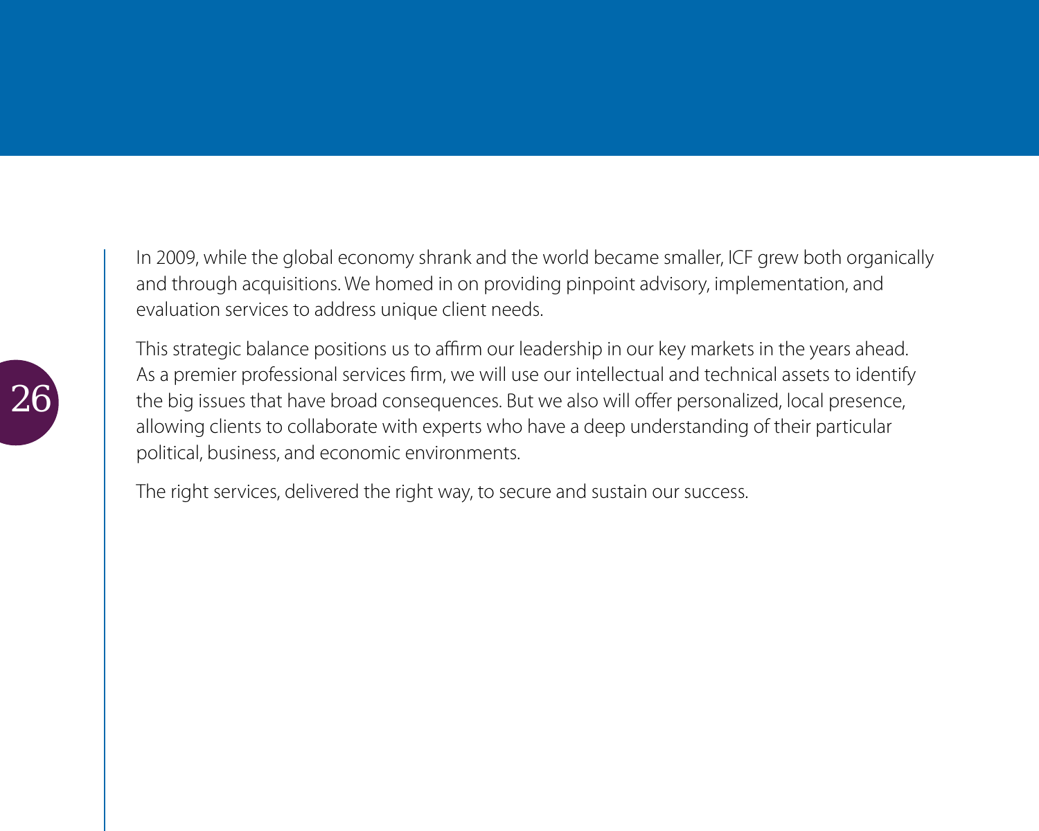In 2009, while the global economy shrank and the world became smaller, ICF grew both organically and through acquisitions. We homed in on providing pinpoint advisory, implementation, and evaluation services to address unique client needs.

This strategic balance positions us to affirm our leadership in our key markets in the years ahead. As a premier professional services firm, we will use our intellectual and technical assets to identify the big issues that have broad consequences. But we also will offer personalized, local presence, allowing clients to collaborate with experts who have a deep understanding of their particular political, business, and economic environments.

The right services, delivered the right way, to secure and sustain our success.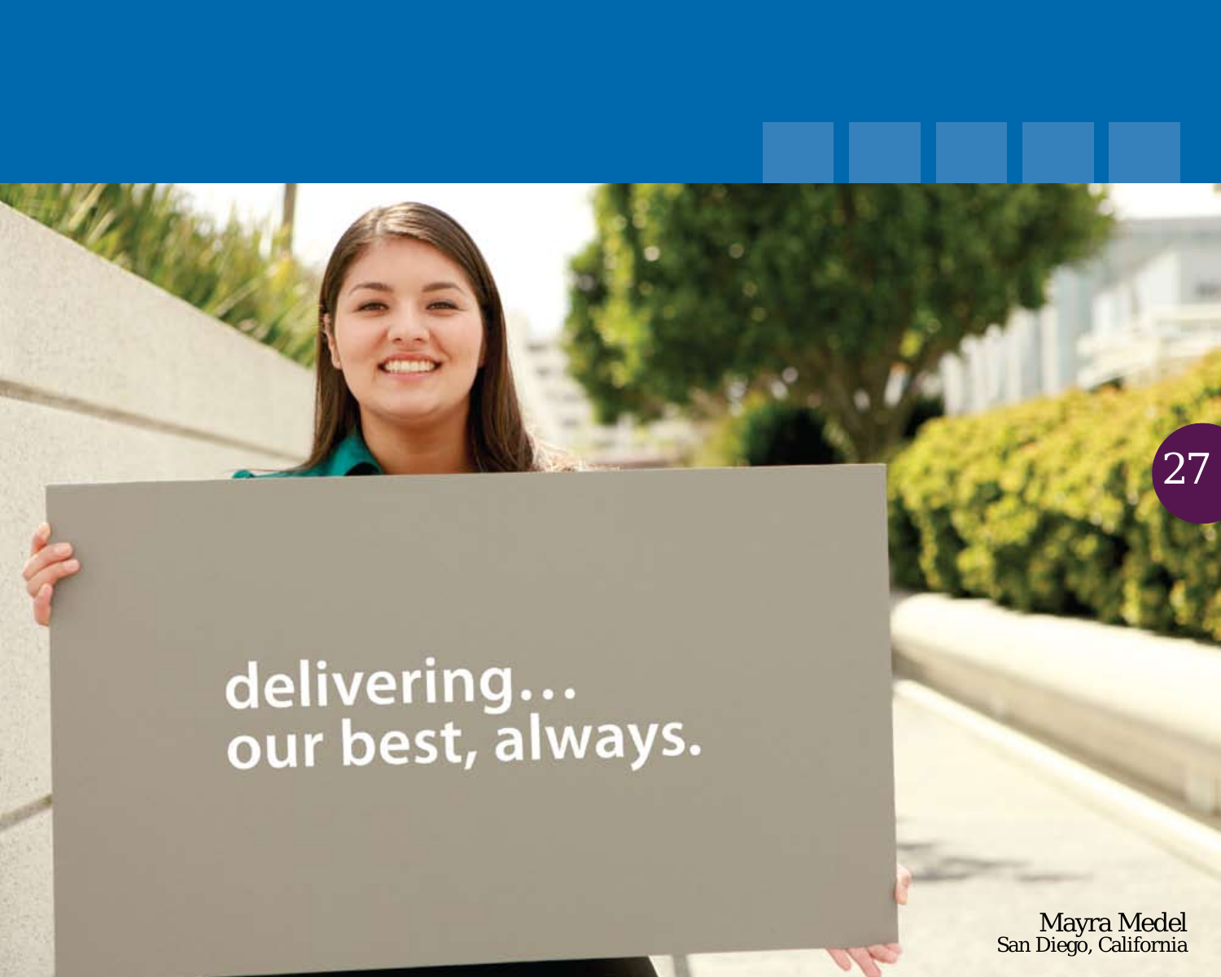delivering…
our best, always.

Mayra Medel
San Diego, California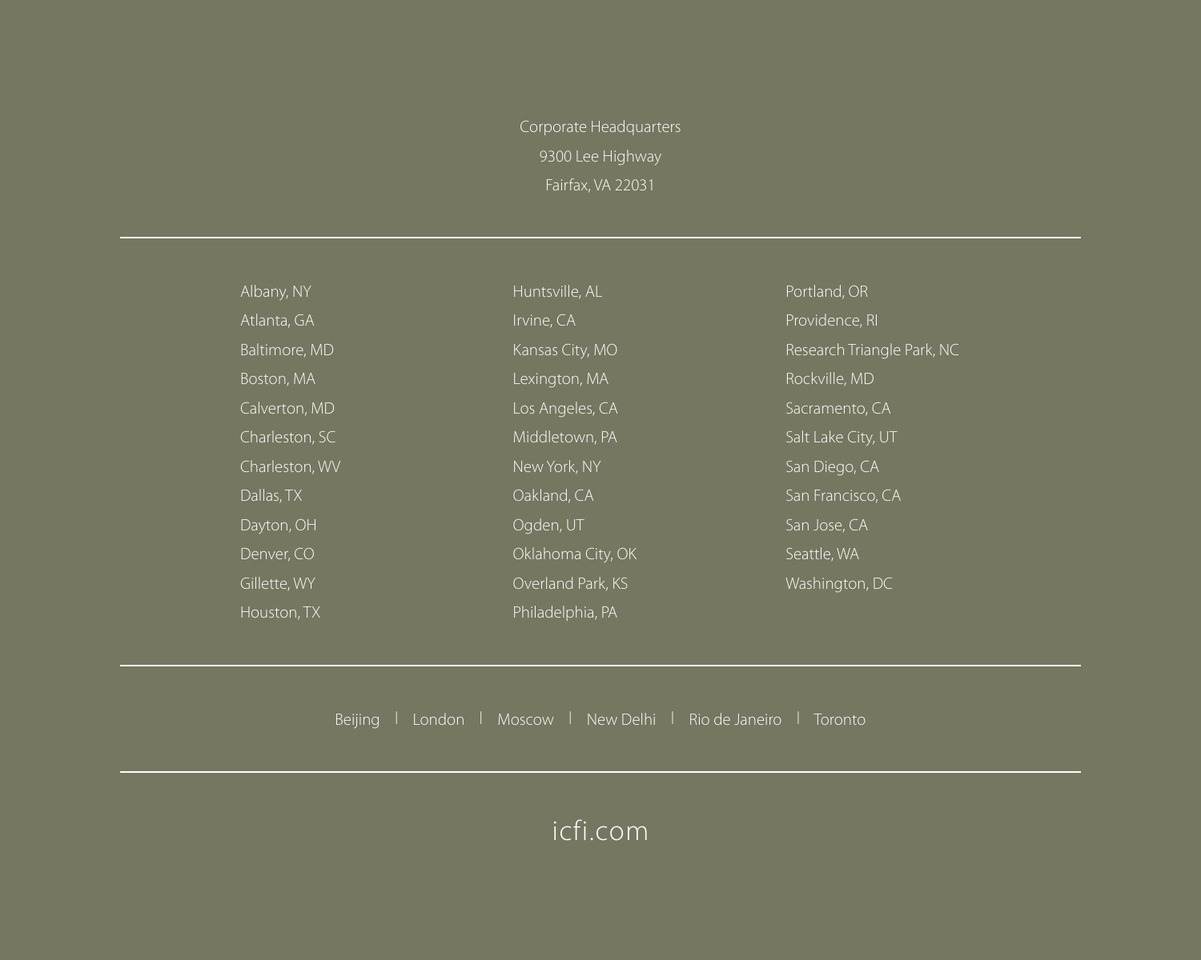Corporate Headquarters
9300 Lee Highway
Fairfax, VA 22031

---

Albany, NY
Atlanta, GA
Baltimore, MD
Boston, MA
Calverton, MD
Charleston, SC
Charleston, WV
Dallas, TX
Dayton, OH
Denver, CO
Gillette, WY
Houston, TX
Huntsville, AL
Irvine, CA
Kansas City, MO
Lexington, MA
Los Angeles, CA
Middletown, PA
New York, NY
Oakland, CA
Ogden, UT
Oklahoma City, OK
Overland Park, KS
Philadelphia, PA
Portland, OR
Providence, RI
Research Triangle Park, NC
Rockville, MD
Sacramento, CA
Salt Lake City, UT
San Diego, CA
San Francisco, CA
San Jose, CA
Seattle, WA
Washington, DC

---

Beijing | London | Moscow | New Delhi | Rio de Janeiro | Toronto

---

icfi.com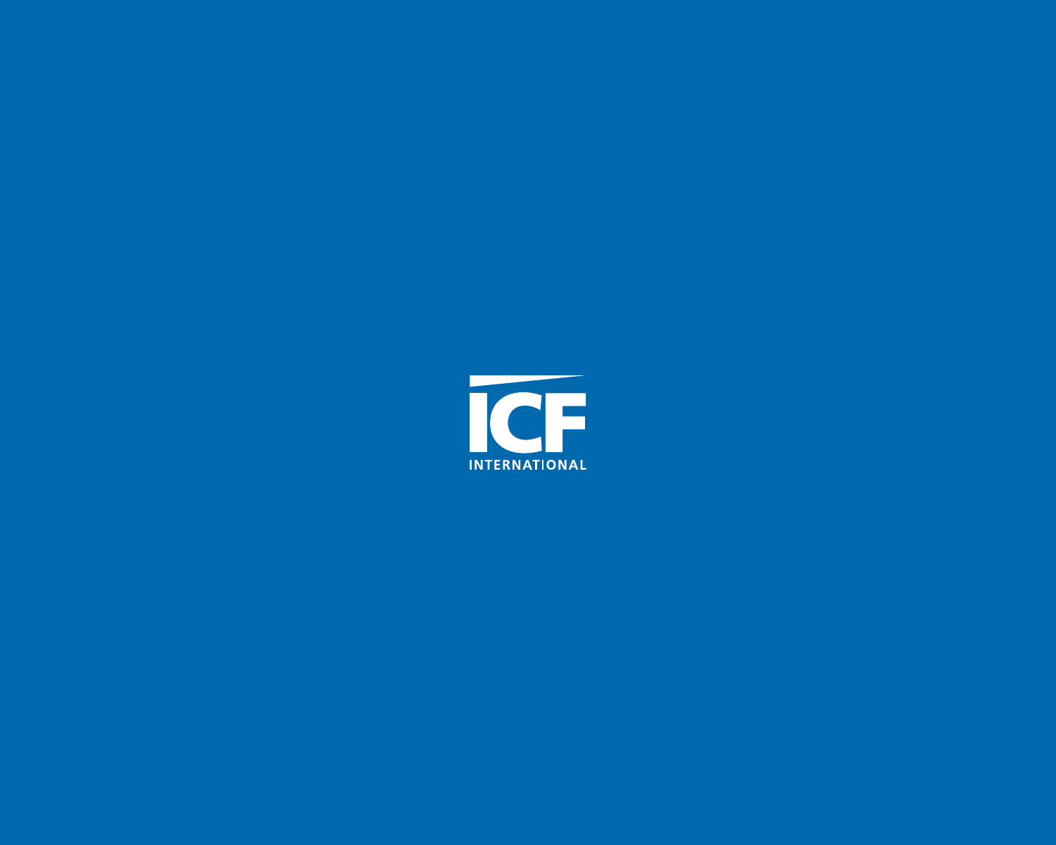ICF

INTERNATIONAL